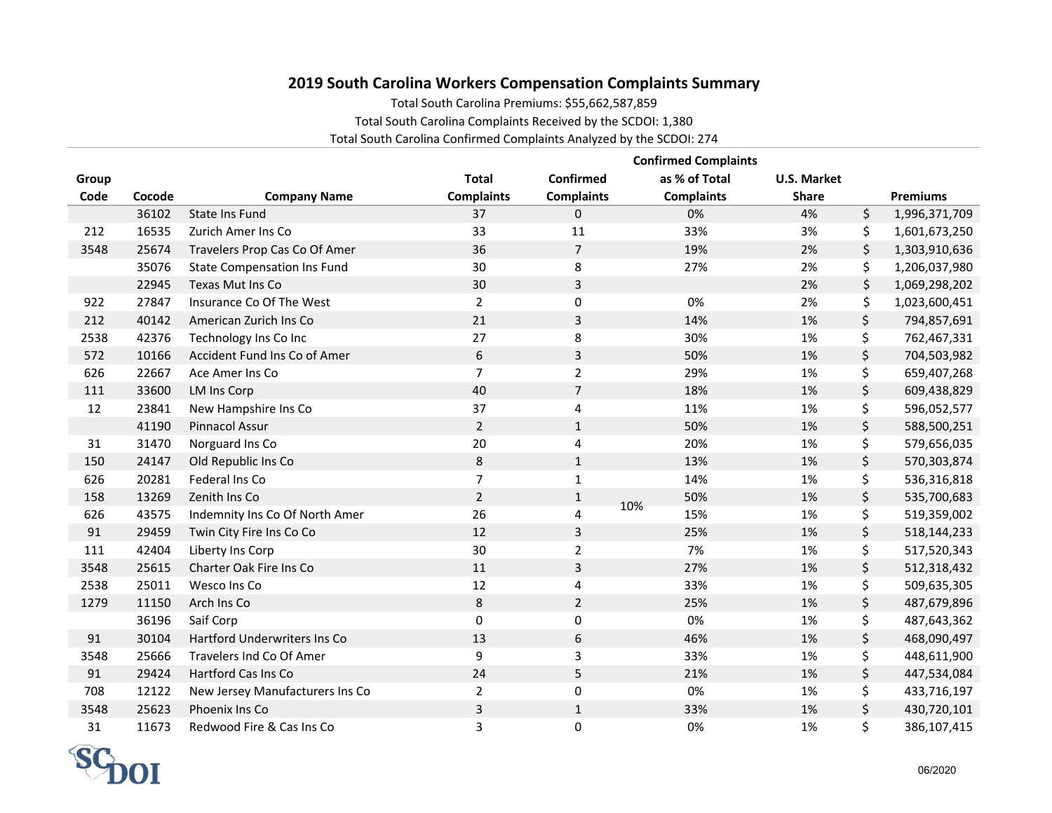## 2019 South Carolina Workers Compensation Complaints Summary

Total South Carolina Premiums: $55,662,587,859

Total South Carolina Complaints Received by the SCDOI: 1,380

Total South Carolina Confirmed Complaints Analyzed by the SCDOI: 274

| Group Code | Cocode | Company Name | Total Complaints | Confirmed Complaints | Confirmed Complaints as % of Total Complaints | U.S. Market Share | Premiums |
|---|---|---|---|---|---|---|---|
| | 36102 | State Ins Fund | 37 | 0 | 0% | 4% | $ 1,996,371,709 |
| 212 | 16535 | Zurich Amer Ins Co | 33 | 11 | 33% | 3% | $ 1,601,673,250 |
| 3548 | 25674 | Travelers Prop Cas Co Of Amer | 36 | 7 | 19% | 2% | $ 1,303,910,636 |
| | 35076 | State Compensation Ins Fund | 30 | 8 | 27% | 2% | $ 1,206,037,980 |
| | 22945 | Texas Mut Ins Co | 30 | 3 | | 2% | $ 1,069,298,202 |
| 922 | 27847 | Insurance Co Of The West | 2 | 0 | 0% | 2% | $ 1,023,600,451 |
| 212 | 40142 | American Zurich Ins Co | 21 | 3 | 14% | 1% | $ 794,857,691 |
| 2538 | 42376 | Technology Ins Co Inc | 27 | 8 | 30% | 1% | $ 762,467,331 |
| 572 | 10166 | Accident Fund Ins Co of Amer | 6 | 3 | 50% | 1% | $ 704,503,982 |
| 626 | 22667 | Ace Amer Ins Co | 7 | 2 | 29% | 1% | $ 659,407,268 |
| 111 | 33600 | LM Ins Corp | 40 | 7 | 18% | 1% | $ 609,438,829 |
| 12 | 23841 | New Hampshire Ins Co | 37 | 4 | 11% | 1% | $ 596,052,577 |
| | 41190 | Pinnacol Assur | 2 | 1 | 50% | 1% | $ 588,500,251 |
| 31 | 31470 | Norguard Ins Co | 20 | 4 | 20% | 1% | $ 579,656,035 |
| 150 | 24147 | Old Republic Ins Co | 8 | 1 | 13% | 1% | $ 570,303,874 |
| 626 | 20281 | Federal Ins Co | 7 | 1 | 14% | 1% | $ 536,316,818 |
| 158 | 13269 | Zenith Ins Co | 2 | 1 | 50% | 1% | $ 535,700,683 |
| | | | | | 10% | | |
| 626 | 43575 | Indemnity Ins Co Of North Amer | 26 | 4 | 15% | 1% | $ 519,359,002 |
| 91 | 29459 | Twin City Fire Ins Co Co | 12 | 3 | 25% | 1% | $ 518,144,233 |
| 111 | 42404 | Liberty Ins Corp | 30 | 2 | 7% | 1% | $ 517,520,343 |
| 3548 | 25615 | Charter Oak Fire Ins Co | 11 | 3 | 27% | 1% | $ 512,318,432 |
| 2538 | 25011 | Wesco Ins Co | 12 | 4 | 33% | 1% | $ 509,635,305 |
| 1279 | 11150 | Arch Ins Co | 8 | 2 | 25% | 1% | $ 487,679,896 |
| | 36196 | Saif Corp | 0 | 0 | 0% | 1% | $ 487,643,362 |
| 91 | 30104 | Hartford Underwriters Ins Co | 13 | 6 | 46% | 1% | $ 468,090,497 |
| 3548 | 25666 | Travelers Ind Co Of Amer | 9 | 3 | 33% | 1% | $ 448,611,900 |
| 91 | 29424 | Hartford Cas Ins Co | 24 | 5 | 21% | 1% | $ 447,534,084 |
| 708 | 12122 | New Jersey Manufacturers Ins Co | 2 | 0 | 0% | 1% | $ 433,716,197 |
| 3548 | 25623 | Phoenix Ins Co | 3 | 1 | 33% | 1% | $ 430,720,101 |
| 31 | 11673 | Redwood Fire & Cas Ins Co | 3 | 0 | 0% | 1% | $ 386,107,415 |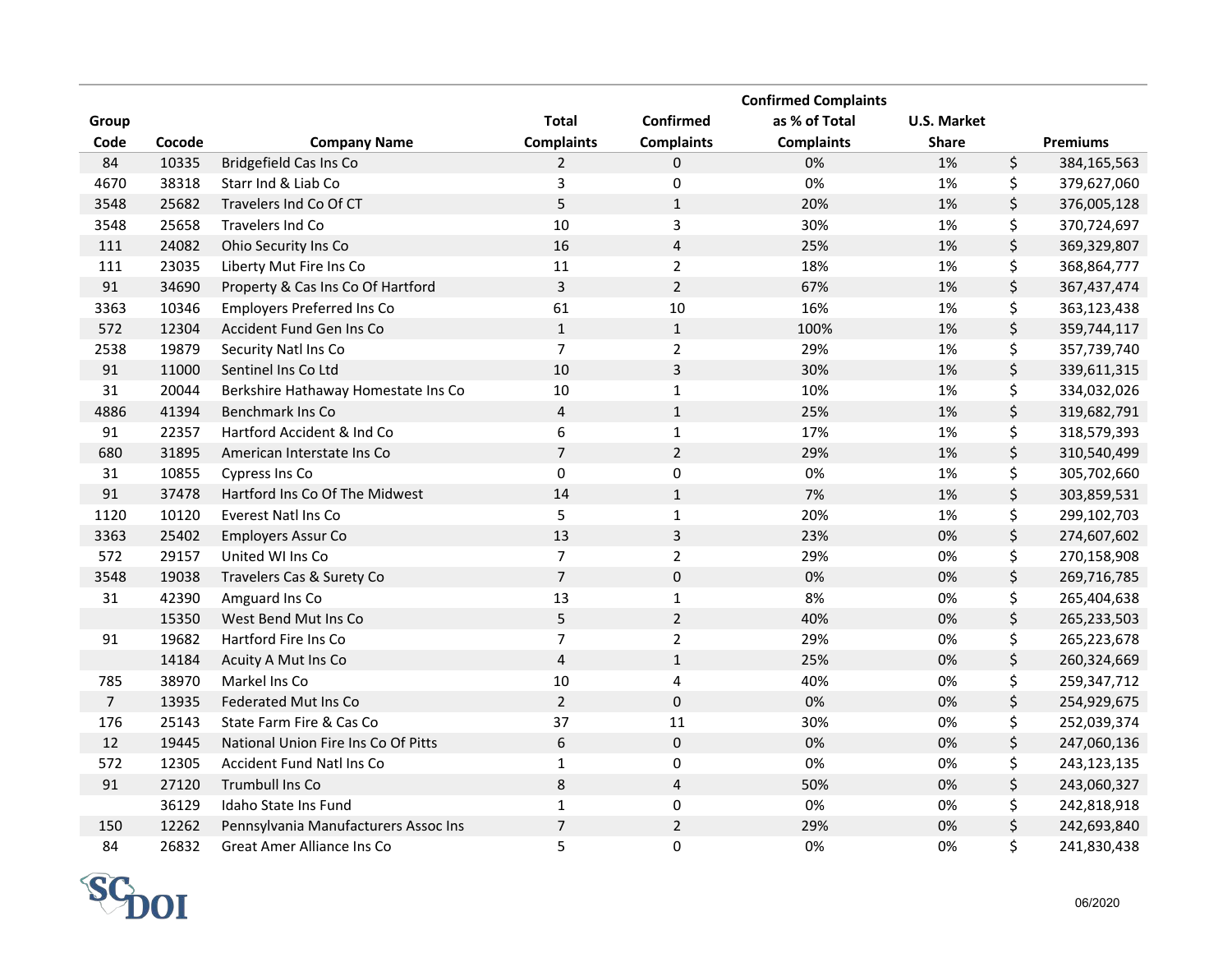| Group Code | Cocode | Company Name | Total Complaints | Confirmed Complaints | Confirmed Complaints as % of Total Complaints | U.S. Market Share | Premiums |
|---|---|---|---|---|---|---|---|
| 84 | 10335 | Bridgefield Cas Ins Co | 2 | 0 | 0% | 1% | $ 384,165,563 |
| 4670 | 38318 | Starr Ind & Liab Co | 3 | 0 | 0% | 1% | $ 379,627,060 |
| 3548 | 25682 | Travelers Ind Co Of CT | 5 | 1 | 20% | 1% | $ 376,005,128 |
| 3548 | 25658 | Travelers Ind Co | 10 | 3 | 30% | 1% | $ 370,724,697 |
| 111 | 24082 | Ohio Security Ins Co | 16 | 4 | 25% | 1% | $ 369,329,807 |
| 111 | 23035 | Liberty Mut Fire Ins Co | 11 | 2 | 18% | 1% | $ 368,864,777 |
| 91 | 34690 | Property & Cas Ins Co Of Hartford | 3 | 2 | 67% | 1% | $ 367,437,474 |
| 3363 | 10346 | Employers Preferred Ins Co | 61 | 10 | 16% | 1% | $ 363,123,438 |
| 572 | 12304 | Accident Fund Gen Ins Co | 1 | 1 | 100% | 1% | $ 359,744,117 |
| 2538 | 19879 | Security Natl Ins Co | 7 | 2 | 29% | 1% | $ 357,739,740 |
| 91 | 11000 | Sentinel Ins Co Ltd | 10 | 3 | 30% | 1% | $ 339,611,315 |
| 31 | 20044 | Berkshire Hathaway Homestate Ins Co | 10 | 1 | 10% | 1% | $ 334,032,026 |
| 4886 | 41394 | Benchmark Ins Co | 4 | 1 | 25% | 1% | $ 319,682,791 |
| 91 | 22357 | Hartford Accident & Ind Co | 6 | 1 | 17% | 1% | $ 318,579,393 |
| 680 | 31895 | American Interstate Ins Co | 7 | 2 | 29% | 1% | $ 310,540,499 |
| 31 | 10855 | Cypress Ins Co | 0 | 0 | 0% | 1% | $ 305,702,660 |
| 91 | 37478 | Hartford Ins Co Of The Midwest | 14 | 1 | 7% | 1% | $ 303,859,531 |
| 1120 | 10120 | Everest Natl Ins Co | 5 | 1 | 20% | 1% | $ 299,102,703 |
| 3363 | 25402 | Employers Assur Co | 13 | 3 | 23% | 0% | $ 274,607,602 |
| 572 | 29157 | United WI Ins Co | 7 | 2 | 29% | 0% | $ 270,158,908 |
| 3548 | 19038 | Travelers Cas & Surety Co | 7 | 0 | 0% | 0% | $ 269,716,785 |
| 31 | 42390 | Amguard Ins Co | 13 | 1 | 8% | 0% | $ 265,404,638 |
| | 15350 | West Bend Mut Ins Co | 5 | 2 | 40% | 0% | $ 265,233,503 |
| 91 | 19682 | Hartford Fire Ins Co | 7 | 2 | 29% | 0% | $ 265,223,678 |
| | 14184 | Acuity A Mut Ins Co | 4 | 1 | 25% | 0% | $ 260,324,669 |
| 785 | 38970 | Markel Ins Co | 10 | 4 | 40% | 0% | $ 259,347,712 |
| 7 | 13935 | Federated Mut Ins Co | 2 | 0 | 0% | 0% | $ 254,929,675 |
| 176 | 25143 | State Farm Fire & Cas Co | 37 | 11 | 30% | 0% | $ 252,039,374 |
| 12 | 19445 | National Union Fire Ins Co Of Pitts | 6 | 0 | 0% | 0% | $ 247,060,136 |
| 572 | 12305 | Accident Fund Natl Ins Co | 1 | 0 | 0% | 0% | $ 243,123,135 |
| 91 | 27120 | Trumbull Ins Co | 8 | 4 | 50% | 0% | $ 243,060,327 |
| | 36129 | Idaho State Ins Fund | 1 | 0 | 0% | 0% | $ 242,818,918 |
| 150 | 12262 | Pennsylvania Manufacturers Assoc Ins | 7 | 2 | 29% | 0% | $ 242,693,840 |
| 84 | 26832 | Great Amer Alliance Ins Co | 5 | 0 | 0% | 0% | $ 241,830,438 |

SC DOI

06/2020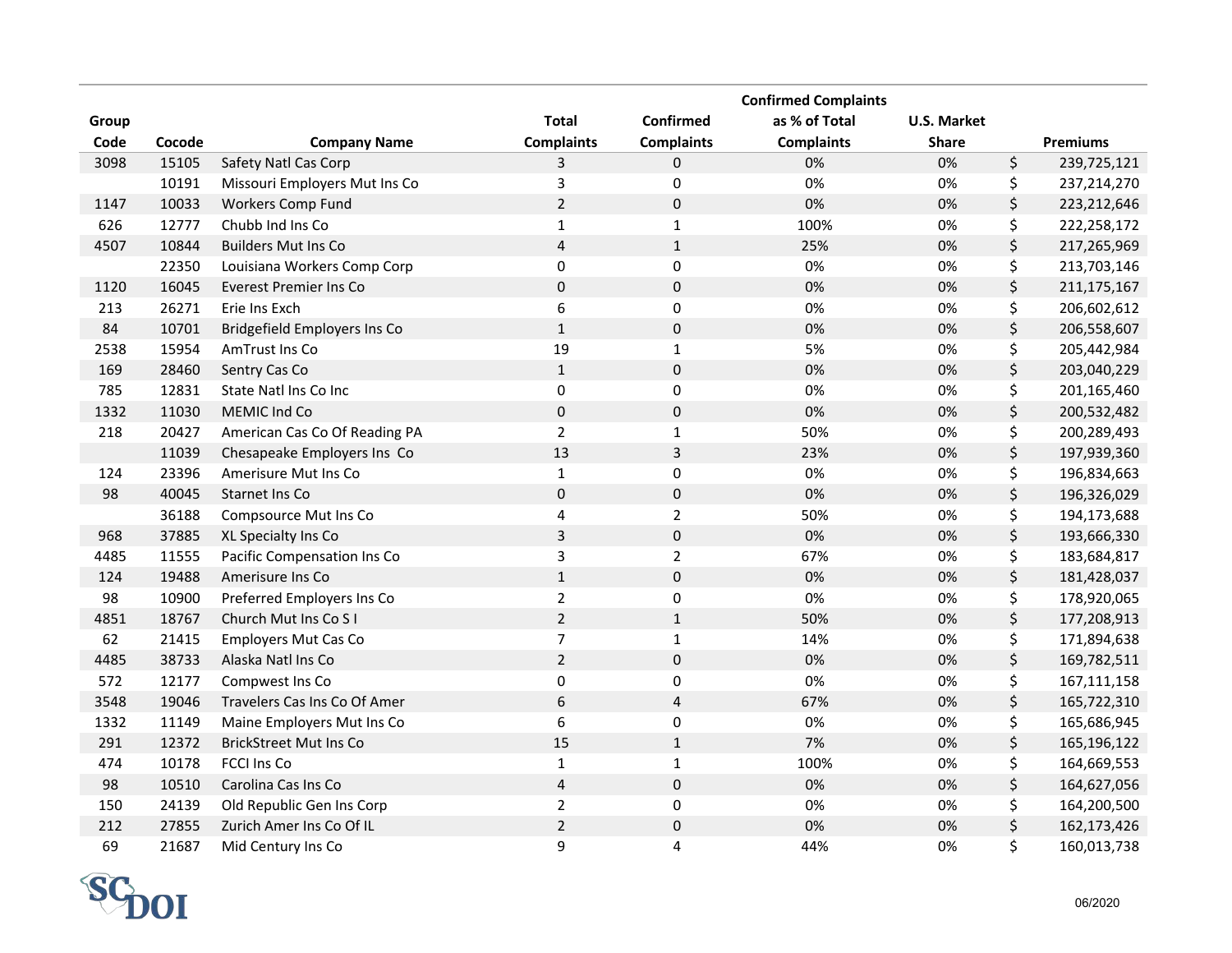| Group Code | Cocode | Company Name | Total Complaints | Confirmed Complaints | Confirmed Complaints as % of Total Complaints | U.S. Market Share | Premiums |
|---|---|---|---|---|---|---|---|
| 3098 | 15105 | Safety Natl Cas Corp | 3 | 0 | 0% | 0% | $ 239,725,121 |
| | 10191 | Missouri Employers Mut Ins Co | 3 | 0 | 0% | 0% | $ 237,214,270 |
| 1147 | 10033 | Workers Comp Fund | 2 | 0 | 0% | 0% | $ 223,212,646 |
| 626 | 12777 | Chubb Ind Ins Co | 1 | 1 | 100% | 0% | $ 222,258,172 |
| 4507 | 10844 | Builders Mut Ins Co | 4 | 1 | 25% | 0% | $ 217,265,969 |
| | 22350 | Louisiana Workers Comp Corp | 0 | 0 | 0% | 0% | $ 213,703,146 |
| 1120 | 16045 | Everest Premier Ins Co | 0 | 0 | 0% | 0% | $ 211,175,167 |
| 213 | 26271 | Erie Ins Exch | 6 | 0 | 0% | 0% | $ 206,602,612 |
| 84 | 10701 | Bridgefield Employers Ins Co | 1 | 0 | 0% | 0% | $ 206,558,607 |
| 2538 | 15954 | AmTrust Ins Co | 19 | 1 | 5% | 0% | $ 205,442,984 |
| 169 | 28460 | Sentry Cas Co | 1 | 0 | 0% | 0% | $ 203,040,229 |
| 785 | 12831 | State Natl Ins Co Inc | 0 | 0 | 0% | 0% | $ 201,165,460 |
| 1332 | 11030 | MEMIC Ind Co | 0 | 0 | 0% | 0% | $ 200,532,482 |
| 218 | 20427 | American Cas Co Of Reading PA | 2 | 1 | 50% | 0% | $ 200,289,493 |
| | 11039 | Chesapeake Employers Ins Co | 13 | 3 | 23% | 0% | $ 197,939,360 |
| 124 | 23396 | Amerisure Mut Ins Co | 1 | 0 | 0% | 0% | $ 196,834,663 |
| 98 | 40045 | Starnet Ins Co | 0 | 0 | 0% | 0% | $ 196,326,029 |
| | 36188 | Compsource Mut Ins Co | 4 | 2 | 50% | 0% | $ 194,173,688 |
| 968 | 37885 | XL Specialty Ins Co | 3 | 0 | 0% | 0% | $ 193,666,330 |
| 4485 | 11555 | Pacific Compensation Ins Co | 3 | 2 | 67% | 0% | $ 183,684,817 |
| 124 | 19488 | Amerisure Ins Co | 1 | 0 | 0% | 0% | $ 181,428,037 |
| 98 | 10900 | Preferred Employers Ins Co | 2 | 0 | 0% | 0% | $ 178,920,065 |
| 4851 | 18767 | Church Mut Ins Co S I | 2 | 1 | 50% | 0% | $ 177,208,913 |
| 62 | 21415 | Employers Mut Cas Co | 7 | 1 | 14% | 0% | $ 171,894,638 |
| 4485 | 38733 | Alaska Natl Ins Co | 2 | 0 | 0% | 0% | $ 169,782,511 |
| 572 | 12177 | Compwest Ins Co | 0 | 0 | 0% | 0% | $ 167,111,158 |
| 3548 | 19046 | Travelers Cas Ins Co Of Amer | 6 | 4 | 67% | 0% | $ 165,722,310 |
| 1332 | 11149 | Maine Employers Mut Ins Co | 6 | 0 | 0% | 0% | $ 165,686,945 |
| 291 | 12372 | BrickStreet Mut Ins Co | 15 | 1 | 7% | 0% | $ 165,196,122 |
| 474 | 10178 | FCCI Ins Co | 1 | 1 | 100% | 0% | $ 164,669,553 |
| 98 | 10510 | Carolina Cas Ins Co | 4 | 0 | 0% | 0% | $ 164,627,056 |
| 150 | 24139 | Old Republic Gen Ins Corp | 2 | 0 | 0% | 0% | $ 164,200,500 |
| 212 | 27855 | Zurich Amer Ins Co Of IL | 2 | 0 | 0% | 0% | $ 162,173,426 |
| 69 | 21687 | Mid Century Ins Co | 9 | 4 | 44% | 0% | $ 160,013,738 |

06/2020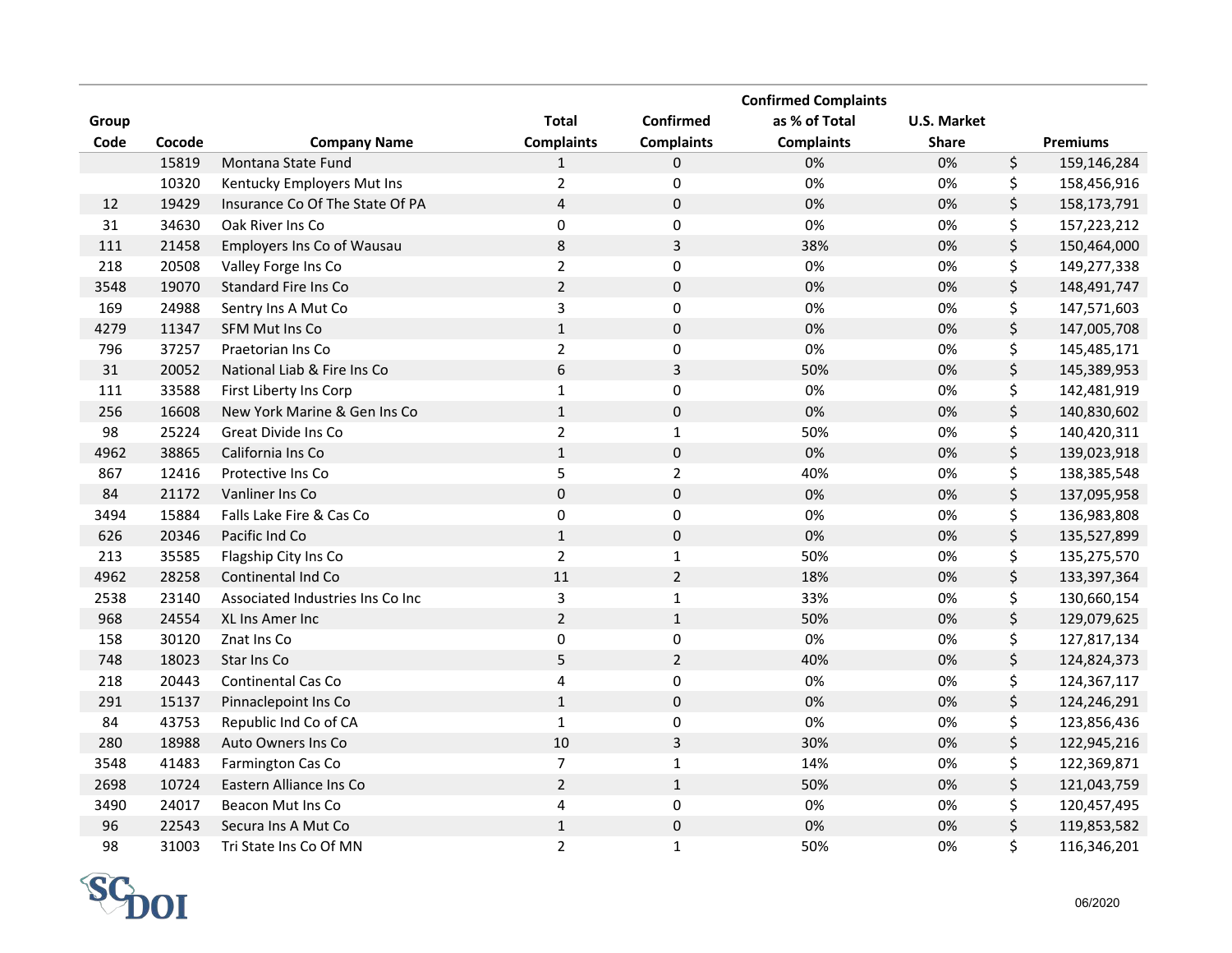| Group Code | Cocode | Company Name | Total Complaints | Confirmed Complaints | Confirmed Complaints as % of Total Complaints | U.S. Market Share | Premiums |
|---|---|---|---|---|---|---|---|
| | 15819 | Montana State Fund | 1 | 0 | 0% | 0% | $ 159,146,284 |
| | 10320 | Kentucky Employers Mut Ins | 2 | 0 | 0% | 0% | $ 158,456,916 |
| 12 | 19429 | Insurance Co Of The State Of PA | 4 | 0 | 0% | 0% | $ 158,173,791 |
| 31 | 34630 | Oak River Ins Co | 0 | 0 | 0% | 0% | $ 157,223,212 |
| 111 | 21458 | Employers Ins Co of Wausau | 8 | 3 | 38% | 0% | $ 150,464,000 |
| 218 | 20508 | Valley Forge Ins Co | 2 | 0 | 0% | 0% | $ 149,277,338 |
| 3548 | 19070 | Standard Fire Ins Co | 2 | 0 | 0% | 0% | $ 148,491,747 |
| 169 | 24988 | Sentry Ins A Mut Co | 3 | 0 | 0% | 0% | $ 147,571,603 |
| 4279 | 11347 | SFM Mut Ins Co | 1 | 0 | 0% | 0% | $ 147,005,708 |
| 796 | 37257 | Praetorian Ins Co | 2 | 0 | 0% | 0% | $ 145,485,171 |
| 31 | 20052 | National Liab & Fire Ins Co | 6 | 3 | 50% | 0% | $ 145,389,953 |
| 111 | 33588 | First Liberty Ins Corp | 1 | 0 | 0% | 0% | $ 142,481,919 |
| 256 | 16608 | New York Marine & Gen Ins Co | 1 | 0 | 0% | 0% | $ 140,830,602 |
| 98 | 25224 | Great Divide Ins Co | 2 | 1 | 50% | 0% | $ 140,420,311 |
| 4962 | 38865 | California Ins Co | 1 | 0 | 0% | 0% | $ 139,023,918 |
| 867 | 12416 | Protective Ins Co | 5 | 2 | 40% | 0% | $ 138,385,548 |
| 84 | 21172 | Vanliner Ins Co | 0 | 0 | 0% | 0% | $ 137,095,958 |
| 3494 | 15884 | Falls Lake Fire & Cas Co | 0 | 0 | 0% | 0% | $ 136,983,808 |
| 626 | 20346 | Pacific Ind Co | 1 | 0 | 0% | 0% | $ 135,527,899 |
| 213 | 35585 | Flagship City Ins Co | 2 | 1 | 50% | 0% | $ 135,275,570 |
| 4962 | 28258 | Continental Ind Co | 11 | 2 | 18% | 0% | $ 133,397,364 |
| 2538 | 23140 | Associated Industries Ins Co Inc | 3 | 1 | 33% | 0% | $ 130,660,154 |
| 968 | 24554 | XL Ins Amer Inc | 2 | 1 | 50% | 0% | $ 129,079,625 |
| 158 | 30120 | Znat Ins Co | 0 | 0 | 0% | 0% | $ 127,817,134 |
| 748 | 18023 | Star Ins Co | 5 | 2 | 40% | 0% | $ 124,824,373 |
| 218 | 20443 | Continental Cas Co | 4 | 0 | 0% | 0% | $ 124,367,117 |
| 291 | 15137 | Pinnaclepoint Ins Co | 1 | 0 | 0% | 0% | $ 124,246,291 |
| 84 | 43753 | Republic Ind Co of CA | 1 | 0 | 0% | 0% | $ 123,856,436 |
| 280 | 18988 | Auto Owners Ins Co | 10 | 3 | 30% | 0% | $ 122,945,216 |
| 3548 | 41483 | Farmington Cas Co | 7 | 1 | 14% | 0% | $ 122,369,871 |
| 2698 | 10724 | Eastern Alliance Ins Co | 2 | 1 | 50% | 0% | $ 121,043,759 |
| 3490 | 24017 | Beacon Mut Ins Co | 4 | 0 | 0% | 0% | $ 120,457,495 |
| 96 | 22543 | Secura Ins A Mut Co | 1 | 0 | 0% | 0% | $ 119,853,582 |
| 98 | 31003 | Tri State Ins Co Of MN | 2 | 1 | 50% | 0% | $ 116,346,201 |

06/2020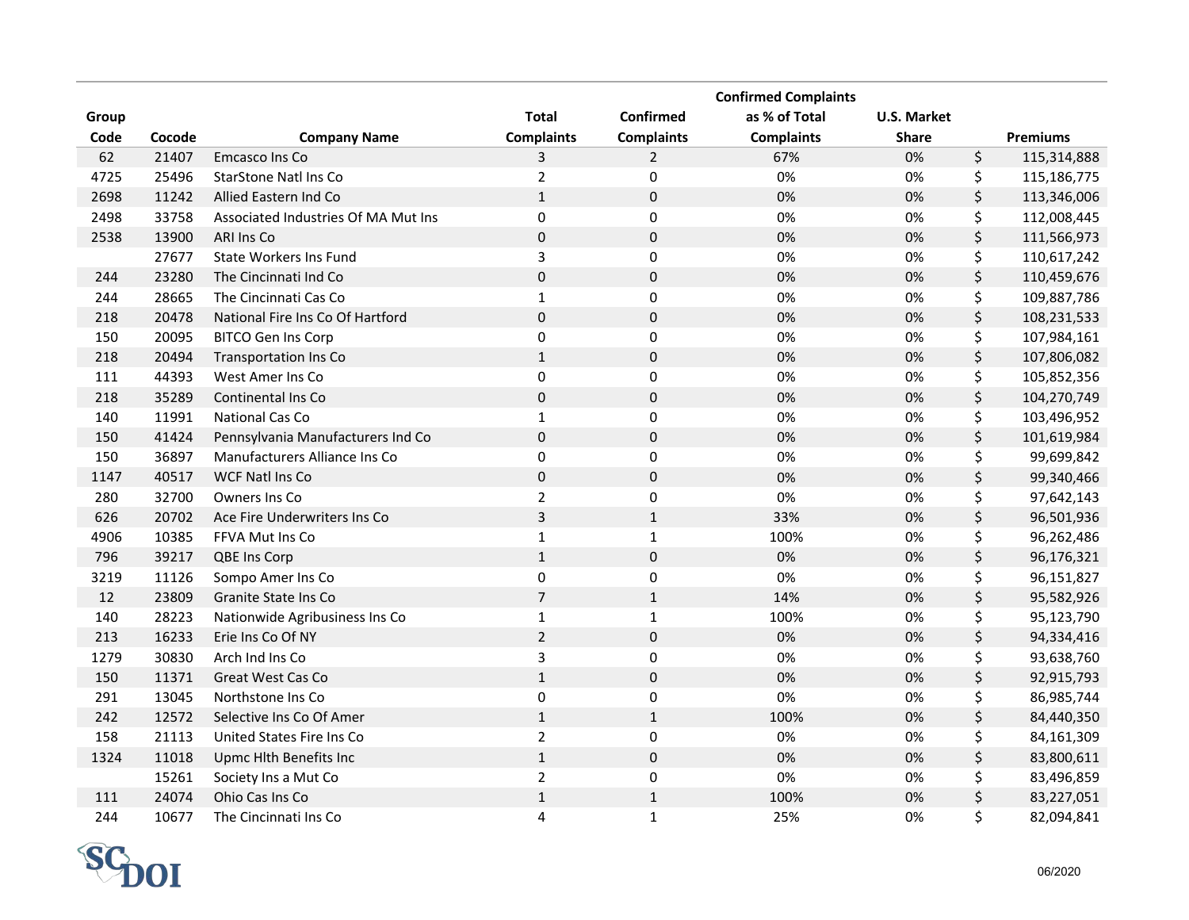| Group Code | Cocode | Company Name | Total Complaints | Confirmed Complaints | Confirmed Complaints as % of Total Complaints | U.S. Market Share | Premiums |
|---|---|---|---|---|---|---|---|
| 62 | 21407 | Emcasco Ins Co | 3 | 2 | 67% | 0% | $ 115,314,888 |
| 4725 | 25496 | StarStone Natl Ins Co | 2 | 0 | 0% | 0% | $ 115,186,775 |
| 2698 | 11242 | Allied Eastern Ind Co | 1 | 0 | 0% | 0% | $ 113,346,006 |
| 2498 | 33758 | Associated Industries Of MA Mut Ins | 0 | 0 | 0% | 0% | $ 112,008,445 |
| 2538 | 13900 | ARI Ins Co | 0 | 0 | 0% | 0% | $ 111,566,973 |
| | 27677 | State Workers Ins Fund | 3 | 0 | 0% | 0% | $ 110,617,242 |
| 244 | 23280 | The Cincinnati Ind Co | 0 | 0 | 0% | 0% | $ 110,459,676 |
| 244 | 28665 | The Cincinnati Cas Co | 1 | 0 | 0% | 0% | $ 109,887,786 |
| 218 | 20478 | National Fire Ins Co Of Hartford | 0 | 0 | 0% | 0% | $ 108,231,533 |
| 150 | 20095 | BITCO Gen Ins Corp | 0 | 0 | 0% | 0% | $ 107,984,161 |
| 218 | 20494 | Transportation Ins Co | 1 | 0 | 0% | 0% | $ 107,806,082 |
| 111 | 44393 | West Amer Ins Co | 0 | 0 | 0% | 0% | $ 105,852,356 |
| 218 | 35289 | Continental Ins Co | 0 | 0 | 0% | 0% | $ 104,270,749 |
| 140 | 11991 | National Cas Co | 1 | 0 | 0% | 0% | $ 103,496,952 |
| 150 | 41424 | Pennsylvania Manufacturers Ind Co | 0 | 0 | 0% | 0% | $ 101,619,984 |
| 150 | 36897 | Manufacturers Alliance Ins Co | 0 | 0 | 0% | 0% | $ 99,699,842 |
| 1147 | 40517 | WCF Natl Ins Co | 0 | 0 | 0% | 0% | $ 99,340,466 |
| 280 | 32700 | Owners Ins Co | 2 | 0 | 0% | 0% | $ 97,642,143 |
| 626 | 20702 | Ace Fire Underwriters Ins Co | 3 | 1 | 33% | 0% | $ 96,501,936 |
| 4906 | 10385 | FFVA Mut Ins Co | 1 | 1 | 100% | 0% | $ 96,262,486 |
| 796 | 39217 | QBE Ins Corp | 1 | 0 | 0% | 0% | $ 96,176,321 |
| 3219 | 11126 | Sompo Amer Ins Co | 0 | 0 | 0% | 0% | $ 96,151,827 |
| 12 | 23809 | Granite State Ins Co | 7 | 1 | 14% | 0% | $ 95,582,926 |
| 140 | 28223 | Nationwide Agribusiness Ins Co | 1 | 1 | 100% | 0% | $ 95,123,790 |
| 213 | 16233 | Erie Ins Co Of NY | 2 | 0 | 0% | 0% | $ 94,334,416 |
| 1279 | 30830 | Arch Ind Ins Co | 3 | 0 | 0% | 0% | $ 93,638,760 |
| 150 | 11371 | Great West Cas Co | 1 | 0 | 0% | 0% | $ 92,915,793 |
| 291 | 13045 | Northstone Ins Co | 0 | 0 | 0% | 0% | $ 86,985,744 |
| 242 | 12572 | Selective Ins Co Of Amer | 1 | 1 | 100% | 0% | $ 84,440,350 |
| 158 | 21113 | United States Fire Ins Co | 2 | 0 | 0% | 0% | $ 84,161,309 |
| 1324 | 11018 | Upmc Hlth Benefits Inc | 1 | 0 | 0% | 0% | $ 83,800,611 |
| | 15261 | Society Ins a Mut Co | 2 | 0 | 0% | 0% | $ 83,496,859 |
| 111 | 24074 | Ohio Cas Ins Co | 1 | 1 | 100% | 0% | $ 83,227,051 |
| 244 | 10677 | The Cincinnati Ins Co | 4 | 1 | 25% | 0% | $ 82,094,841 |

06/2020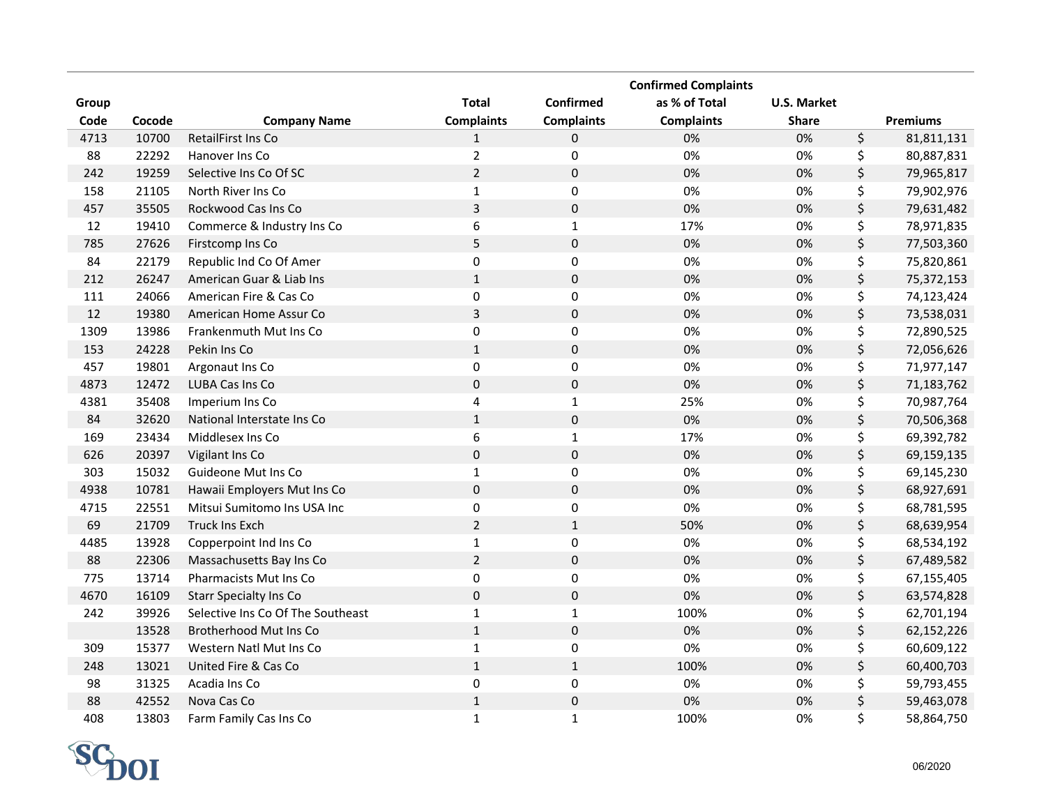| Group Code | Cocode | Company Name | Total Complaints | Confirmed Complaints | Confirmed Complaints as % of Total Complaints | U.S. Market Share | | Premiums |
|---|---|---|---|---|---|---|---|---|
| 4713 | 10700 | RetailFirst Ins Co | 1 | 0 | 0% | 0% | $ | 81,811,131 |
| 88 | 22292 | Hanover Ins Co | 2 | 0 | 0% | 0% | $ | 80,887,831 |
| 242 | 19259 | Selective Ins Co Of SC | 2 | 0 | 0% | 0% | $ | 79,965,817 |
| 158 | 21105 | North River Ins Co | 1 | 0 | 0% | 0% | $ | 79,902,976 |
| 457 | 35505 | Rockwood Cas Ins Co | 3 | 0 | 0% | 0% | $ | 79,631,482 |
| 12 | 19410 | Commerce & Industry Ins Co | 6 | 1 | 17% | 0% | $ | 78,971,835 |
| 785 | 27626 | Firstcomp Ins Co | 5 | 0 | 0% | 0% | $ | 77,503,360 |
| 84 | 22179 | Republic Ind Co Of Amer | 0 | 0 | 0% | 0% | $ | 75,820,861 |
| 212 | 26247 | American Guar & Liab Ins | 1 | 0 | 0% | 0% | $ | 75,372,153 |
| 111 | 24066 | American Fire & Cas Co | 0 | 0 | 0% | 0% | $ | 74,123,424 |
| 12 | 19380 | American Home Assur Co | 3 | 0 | 0% | 0% | $ | 73,538,031 |
| 1309 | 13986 | Frankenmuth Mut Ins Co | 0 | 0 | 0% | 0% | $ | 72,890,525 |
| 153 | 24228 | Pekin Ins Co | 1 | 0 | 0% | 0% | $ | 72,056,626 |
| 457 | 19801 | Argonaut Ins Co | 0 | 0 | 0% | 0% | $ | 71,977,147 |
| 4873 | 12472 | LUBA Cas Ins Co | 0 | 0 | 0% | 0% | $ | 71,183,762 |
| 4381 | 35408 | Imperium Ins Co | 4 | 1 | 25% | 0% | $ | 70,987,764 |
| 84 | 32620 | National Interstate Ins Co | 1 | 0 | 0% | 0% | $ | 70,506,368 |
| 169 | 23434 | Middlesex Ins Co | 6 | 1 | 17% | 0% | $ | 69,392,782 |
| 626 | 20397 | Vigilant Ins Co | 0 | 0 | 0% | 0% | $ | 69,159,135 |
| 303 | 15032 | Guideone Mut Ins Co | 1 | 0 | 0% | 0% | $ | 69,145,230 |
| 4938 | 10781 | Hawaii Employers Mut Ins Co | 0 | 0 | 0% | 0% | $ | 68,927,691 |
| 4715 | 22551 | Mitsui Sumitomo Ins USA Inc | 0 | 0 | 0% | 0% | $ | 68,781,595 |
| 69 | 21709 | Truck Ins Exch | 2 | 1 | 50% | 0% | $ | 68,639,954 |
| 4485 | 13928 | Copperpoint Ind Ins Co | 1 | 0 | 0% | 0% | $ | 68,534,192 |
| 88 | 22306 | Massachusetts Bay Ins Co | 2 | 0 | 0% | 0% | $ | 67,489,582 |
| 775 | 13714 | Pharmacists Mut Ins Co | 0 | 0 | 0% | 0% | $ | 67,155,405 |
| 4670 | 16109 | Starr Specialty Ins Co | 0 | 0 | 0% | 0% | $ | 63,574,828 |
| 242 | 39926 | Selective Ins Co Of The Southeast | 1 | 1 | 100% | 0% | $ | 62,701,194 |
| | 13528 | Brotherhood Mut Ins Co | 1 | 0 | 0% | 0% | $ | 62,152,226 |
| 309 | 15377 | Western Natl Mut Ins Co | 1 | 0 | 0% | 0% | $ | 60,609,122 |
| 248 | 13021 | United Fire & Cas Co | 1 | 1 | 100% | 0% | $ | 60,400,703 |
| 98 | 31325 | Acadia Ins Co | 0 | 0 | 0% | 0% | $ | 59,793,455 |
| 88 | 42552 | Nova Cas Co | 1 | 0 | 0% | 0% | $ | 59,463,078 |
| 408 | 13803 | Farm Family Cas Ins Co | 1 | 1 | 100% | 0% | $ | 58,864,750 |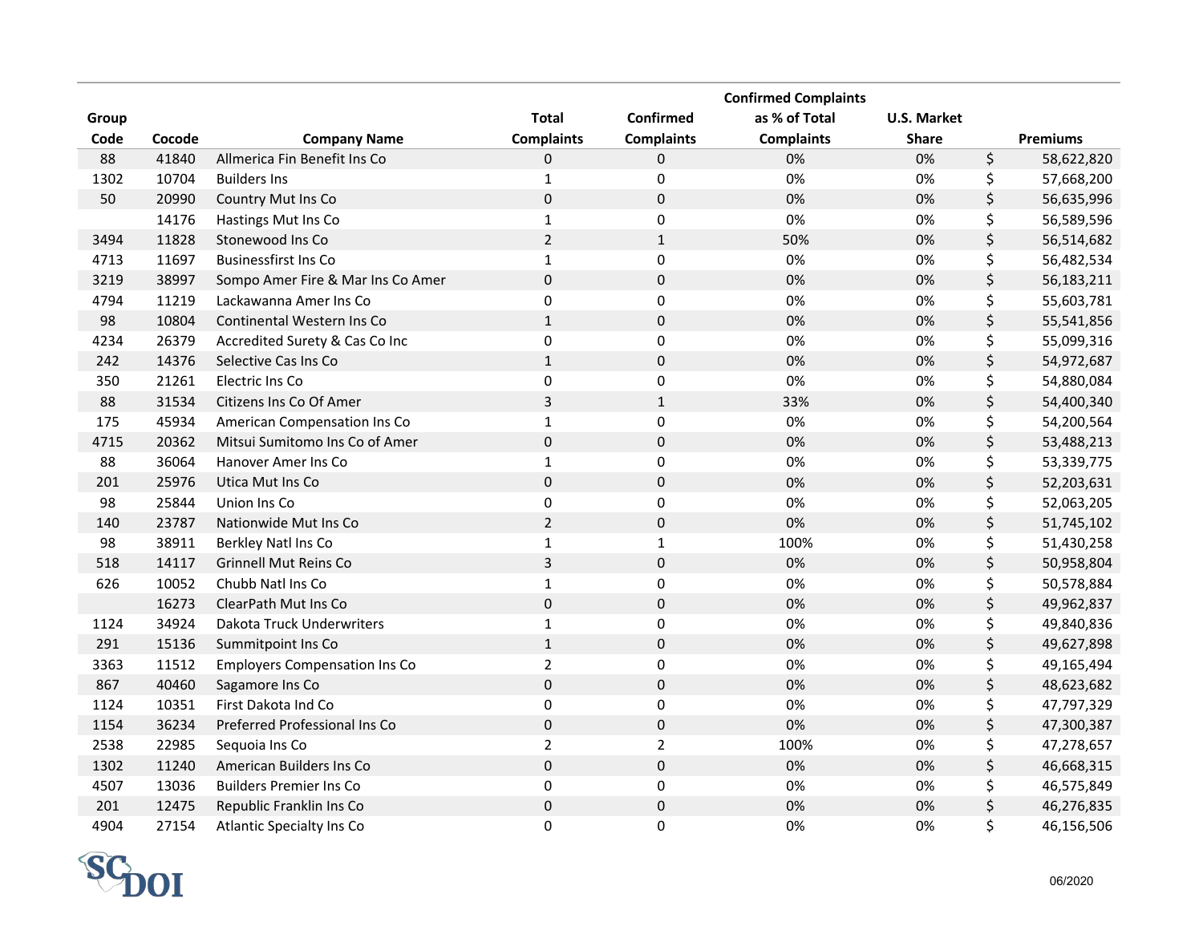| Group Code | Cocode | Company Name | Total Complaints | Confirmed Complaints | Confirmed Complaints as % of Total Complaints | U.S. Market Share | Premiums |
|---|---|---|---|---|---|---|---|
| 88 | 41840 | Allmerica Fin Benefit Ins Co | 0 | 0 | 0% | 0% | $ 58,622,820 |
| 1302 | 10704 | Builders Ins | 1 | 0 | 0% | 0% | $ 57,668,200 |
| 50 | 20990 | Country Mut Ins Co | 0 | 0 | 0% | 0% | $ 56,635,996 |
| | 14176 | Hastings Mut Ins Co | 1 | 0 | 0% | 0% | $ 56,589,596 |
| 3494 | 11828 | Stonewood Ins Co | 2 | 1 | 50% | 0% | $ 56,514,682 |
| 4713 | 11697 | Businessfirst Ins Co | 1 | 0 | 0% | 0% | $ 56,482,534 |
| 3219 | 38997 | Sompo Amer Fire & Mar Ins Co Amer | 0 | 0 | 0% | 0% | $ 56,183,211 |
| 4794 | 11219 | Lackawanna Amer Ins Co | 0 | 0 | 0% | 0% | $ 55,603,781 |
| 98 | 10804 | Continental Western Ins Co | 1 | 0 | 0% | 0% | $ 55,541,856 |
| 4234 | 26379 | Accredited Surety & Cas Co Inc | 0 | 0 | 0% | 0% | $ 55,099,316 |
| 242 | 14376 | Selective Cas Ins Co | 1 | 0 | 0% | 0% | $ 54,972,687 |
| 350 | 21261 | Electric Ins Co | 0 | 0 | 0% | 0% | $ 54,880,084 |
| 88 | 31534 | Citizens Ins Co Of Amer | 3 | 1 | 33% | 0% | $ 54,400,340 |
| 175 | 45934 | American Compensation Ins Co | 1 | 0 | 0% | 0% | $ 54,200,564 |
| 4715 | 20362 | Mitsui Sumitomo Ins Co of Amer | 0 | 0 | 0% | 0% | $ 53,488,213 |
| 88 | 36064 | Hanover Amer Ins Co | 1 | 0 | 0% | 0% | $ 53,339,775 |
| 201 | 25976 | Utica Mut Ins Co | 0 | 0 | 0% | 0% | $ 52,203,631 |
| 98 | 25844 | Union Ins Co | 0 | 0 | 0% | 0% | $ 52,063,205 |
| 140 | 23787 | Nationwide Mut Ins Co | 2 | 0 | 0% | 0% | $ 51,745,102 |
| 98 | 38911 | Berkley Natl Ins Co | 1 | 1 | 100% | 0% | $ 51,430,258 |
| 518 | 14117 | Grinnell Mut Reins Co | 3 | 0 | 0% | 0% | $ 50,958,804 |
| 626 | 10052 | Chubb Natl Ins Co | 1 | 0 | 0% | 0% | $ 50,578,884 |
| | 16273 | ClearPath Mut Ins Co | 0 | 0 | 0% | 0% | $ 49,962,837 |
| 1124 | 34924 | Dakota Truck Underwriters | 1 | 0 | 0% | 0% | $ 49,840,836 |
| 291 | 15136 | Summitpoint Ins Co | 1 | 0 | 0% | 0% | $ 49,627,898 |
| 3363 | 11512 | Employers Compensation Ins Co | 2 | 0 | 0% | 0% | $ 49,165,494 |
| 867 | 40460 | Sagamore Ins Co | 0 | 0 | 0% | 0% | $ 48,623,682 |
| 1124 | 10351 | First Dakota Ind Co | 0 | 0 | 0% | 0% | $ 47,797,329 |
| 1154 | 36234 | Preferred Professional Ins Co | 0 | 0 | 0% | 0% | $ 47,300,387 |
| 2538 | 22985 | Sequoia Ins Co | 2 | 2 | 100% | 0% | $ 47,278,657 |
| 1302 | 11240 | American Builders Ins Co | 0 | 0 | 0% | 0% | $ 46,668,315 |
| 4507 | 13036 | Builders Premier Ins Co | 0 | 0 | 0% | 0% | $ 46,575,849 |
| 201 | 12475 | Republic Franklin Ins Co | 0 | 0 | 0% | 0% | $ 46,276,835 |
| 4904 | 27154 | Atlantic Specialty Ins Co | 0 | 0 | 0% | 0% | $ 46,156,506 |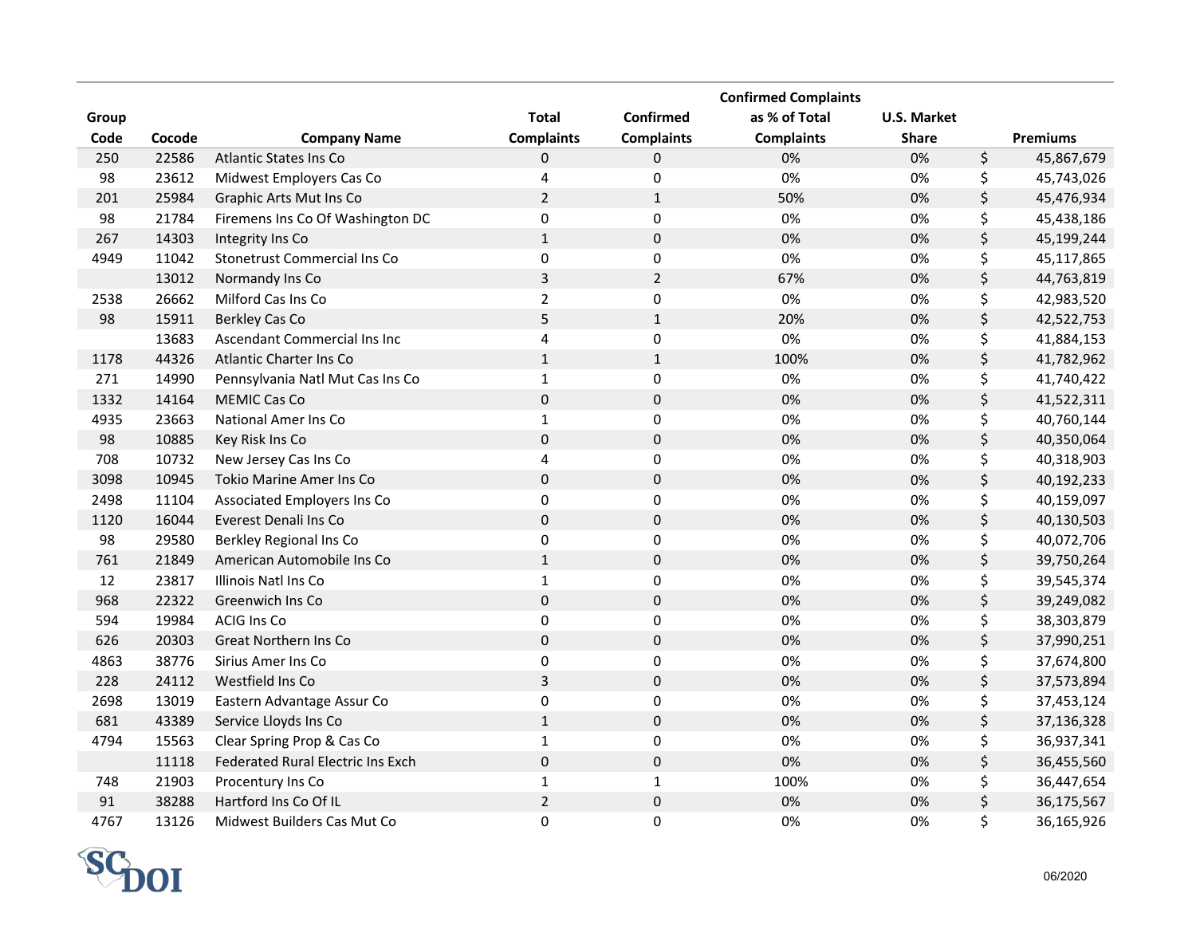| Group Code | Cocode | Company Name | Total Complaints | Confirmed Complaints | Confirmed Complaints as % of Total Complaints | U.S. Market Share | Premiums |
|---|---|---|---|---|---|---|---|
| 250 | 22586 | Atlantic States Ins Co | 0 | 0 | 0% | 0% | $ 45,867,679 |
| 98 | 23612 | Midwest Employers Cas Co | 4 | 0 | 0% | 0% | $ 45,743,026 |
| 201 | 25984 | Graphic Arts Mut Ins Co | 2 | 1 | 50% | 0% | $ 45,476,934 |
| 98 | 21784 | Firemens Ins Co Of Washington DC | 0 | 0 | 0% | 0% | $ 45,438,186 |
| 267 | 14303 | Integrity Ins Co | 1 | 0 | 0% | 0% | $ 45,199,244 |
| 4949 | 11042 | Stonetrust Commercial Ins Co | 0 | 0 | 0% | 0% | $ 45,117,865 |
| | 13012 | Normandy Ins Co | 3 | 2 | 67% | 0% | $ 44,763,819 |
| 2538 | 26662 | Milford Cas Ins Co | 2 | 0 | 0% | 0% | $ 42,983,520 |
| 98 | 15911 | Berkley Cas Co | 5 | 1 | 20% | 0% | $ 42,522,753 |
| | 13683 | Ascendant Commercial Ins Inc | 4 | 0 | 0% | 0% | $ 41,884,153 |
| 1178 | 44326 | Atlantic Charter Ins Co | 1 | 1 | 100% | 0% | $ 41,782,962 |
| 271 | 14990 | Pennsylvania Natl Mut Cas Ins Co | 1 | 0 | 0% | 0% | $ 41,740,422 |
| 1332 | 14164 | MEMIC Cas Co | 0 | 0 | 0% | 0% | $ 41,522,311 |
| 4935 | 23663 | National Amer Ins Co | 1 | 0 | 0% | 0% | $ 40,760,144 |
| 98 | 10885 | Key Risk Ins Co | 0 | 0 | 0% | 0% | $ 40,350,064 |
| 708 | 10732 | New Jersey Cas Ins Co | 4 | 0 | 0% | 0% | $ 40,318,903 |
| 3098 | 10945 | Tokio Marine Amer Ins Co | 0 | 0 | 0% | 0% | $ 40,192,233 |
| 2498 | 11104 | Associated Employers Ins Co | 0 | 0 | 0% | 0% | $ 40,159,097 |
| 1120 | 16044 | Everest Denali Ins Co | 0 | 0 | 0% | 0% | $ 40,130,503 |
| 98 | 29580 | Berkley Regional Ins Co | 0 | 0 | 0% | 0% | $ 40,072,706 |
| 761 | 21849 | American Automobile Ins Co | 1 | 0 | 0% | 0% | $ 39,750,264 |
| 12 | 23817 | Illinois Natl Ins Co | 1 | 0 | 0% | 0% | $ 39,545,374 |
| 968 | 22322 | Greenwich Ins Co | 0 | 0 | 0% | 0% | $ 39,249,082 |
| 594 | 19984 | ACIG Ins Co | 0 | 0 | 0% | 0% | $ 38,303,879 |
| 626 | 20303 | Great Northern Ins Co | 0 | 0 | 0% | 0% | $ 37,990,251 |
| 4863 | 38776 | Sirius Amer Ins Co | 0 | 0 | 0% | 0% | $ 37,674,800 |
| 228 | 24112 | Westfield Ins Co | 3 | 0 | 0% | 0% | $ 37,573,894 |
| 2698 | 13019 | Eastern Advantage Assur Co | 0 | 0 | 0% | 0% | $ 37,453,124 |
| 681 | 43389 | Service Lloyds Ins Co | 1 | 0 | 0% | 0% | $ 37,136,328 |
| 4794 | 15563 | Clear Spring Prop & Cas Co | 1 | 0 | 0% | 0% | $ 36,937,341 |
| | 11118 | Federated Rural Electric Ins Exch | 0 | 0 | 0% | 0% | $ 36,455,560 |
| 748 | 21903 | Procentury Ins Co | 1 | 1 | 100% | 0% | $ 36,447,654 |
| 91 | 38288 | Hartford Ins Co Of IL | 2 | 0 | 0% | 0% | $ 36,175,567 |
| 4767 | 13126 | Midwest Builders Cas Mut Co | 0 | 0 | 0% | 0% | $ 36,165,926 |

SC DOI

06/2020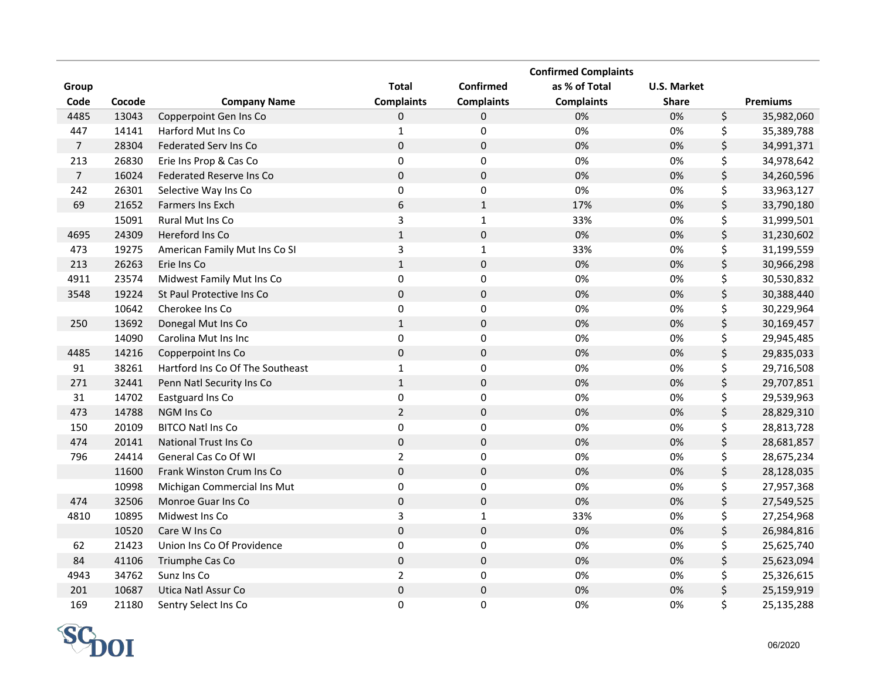| Group Code | Cocode | Company Name | Total Complaints | Confirmed Complaints | Confirmed Complaints as % of Total Complaints | U.S. Market Share | Premiums |
|---|---|---|---|---|---|---|---|
| 4485 | 13043 | Copperpoint Gen Ins Co | 0 | 0 | 0% | 0% | $ 35,982,060 |
| 447 | 14141 | Harford Mut Ins Co | 1 | 0 | 0% | 0% | $ 35,389,788 |
| 7 | 28304 | Federated Serv Ins Co | 0 | 0 | 0% | 0% | $ 34,991,371 |
| 213 | 26830 | Erie Ins Prop & Cas Co | 0 | 0 | 0% | 0% | $ 34,978,642 |
| 7 | 16024 | Federated Reserve Ins Co | 0 | 0 | 0% | 0% | $ 34,260,596 |
| 242 | 26301 | Selective Way Ins Co | 0 | 0 | 0% | 0% | $ 33,963,127 |
| 69 | 21652 | Farmers Ins Exch | 6 | 1 | 17% | 0% | $ 33,790,180 |
| | 15091 | Rural Mut Ins Co | 3 | 1 | 33% | 0% | $ 31,999,501 |
| 4695 | 24309 | Hereford Ins Co | 1 | 0 | 0% | 0% | $ 31,230,602 |
| 473 | 19275 | American Family Mut Ins Co SI | 3 | 1 | 33% | 0% | $ 31,199,559 |
| 213 | 26263 | Erie Ins Co | 1 | 0 | 0% | 0% | $ 30,966,298 |
| 4911 | 23574 | Midwest Family Mut Ins Co | 0 | 0 | 0% | 0% | $ 30,530,832 |
| 3548 | 19224 | St Paul Protective Ins Co | 0 | 0 | 0% | 0% | $ 30,388,440 |
| | 10642 | Cherokee Ins Co | 0 | 0 | 0% | 0% | $ 30,229,964 |
| 250 | 13692 | Donegal Mut Ins Co | 1 | 0 | 0% | 0% | $ 30,169,457 |
| | 14090 | Carolina Mut Ins Inc | 0 | 0 | 0% | 0% | $ 29,945,485 |
| 4485 | 14216 | Copperpoint Ins Co | 0 | 0 | 0% | 0% | $ 29,835,033 |
| 91 | 38261 | Hartford Ins Co Of The Southeast | 1 | 0 | 0% | 0% | $ 29,716,508 |
| 271 | 32441 | Penn Natl Security Ins Co | 1 | 0 | 0% | 0% | $ 29,707,851 |
| 31 | 14702 | Eastguard Ins Co | 0 | 0 | 0% | 0% | $ 29,539,963 |
| 473 | 14788 | NGM Ins Co | 2 | 0 | 0% | 0% | $ 28,829,310 |
| 150 | 20109 | BITCO Natl Ins Co | 0 | 0 | 0% | 0% | $ 28,813,728 |
| 474 | 20141 | National Trust Ins Co | 0 | 0 | 0% | 0% | $ 28,681,857 |
| 796 | 24414 | General Cas Co Of WI | 2 | 0 | 0% | 0% | $ 28,675,234 |
| | 11600 | Frank Winston Crum Ins Co | 0 | 0 | 0% | 0% | $ 28,128,035 |
| | 10998 | Michigan Commercial Ins Mut | 0 | 0 | 0% | 0% | $ 27,957,368 |
| 474 | 32506 | Monroe Guar Ins Co | 0 | 0 | 0% | 0% | $ 27,549,525 |
| 4810 | 10895 | Midwest Ins Co | 3 | 1 | 33% | 0% | $ 27,254,968 |
| | 10520 | Care W Ins Co | 0 | 0 | 0% | 0% | $ 26,984,816 |
| 62 | 21423 | Union Ins Co Of Providence | 0 | 0 | 0% | 0% | $ 25,625,740 |
| 84 | 41106 | Triumphe Cas Co | 0 | 0 | 0% | 0% | $ 25,623,094 |
| 4943 | 34762 | Sunz Ins Co | 2 | 0 | 0% | 0% | $ 25,326,615 |
| 201 | 10687 | Utica Natl Assur Co | 0 | 0 | 0% | 0% | $ 25,159,919 |
| 169 | 21180 | Sentry Select Ins Co | 0 | 0 | 0% | 0% | $ 25,135,288 |

SC DOI

06/2020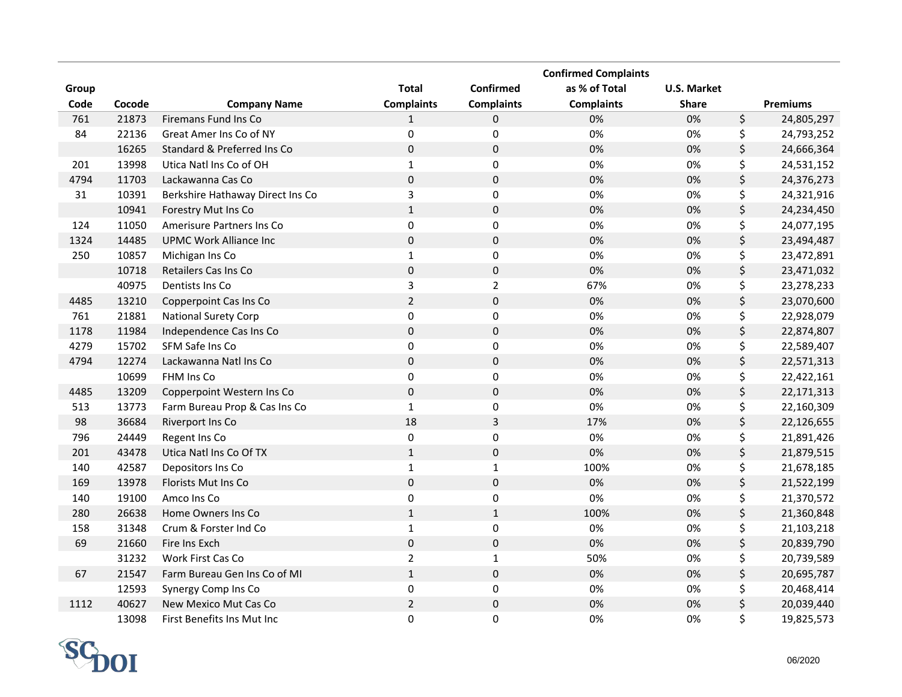| Group Code | Cocode | Company Name | Total Complaints | Confirmed Complaints | Confirmed Complaints as % of Total Complaints | U.S. Market Share | Premiums |
|---|---|---|---|---|---|---|---|
| 761 | 21873 | Firemans Fund Ins Co | 1 | 0 | 0% | 0% | $ 24,805,297 |
| 84 | 22136 | Great Amer Ins Co of NY | 0 | 0 | 0% | 0% | $ 24,793,252 |
| | 16265 | Standard & Preferred Ins Co | 0 | 0 | 0% | 0% | $ 24,666,364 |
| 201 | 13998 | Utica Natl Ins Co of OH | 1 | 0 | 0% | 0% | $ 24,531,152 |
| 4794 | 11703 | Lackawanna Cas Co | 0 | 0 | 0% | 0% | $ 24,376,273 |
| 31 | 10391 | Berkshire Hathaway Direct Ins Co | 3 | 0 | 0% | 0% | $ 24,321,916 |
| | 10941 | Forestry Mut Ins Co | 1 | 0 | 0% | 0% | $ 24,234,450 |
| 124 | 11050 | Amerisure Partners Ins Co | 0 | 0 | 0% | 0% | $ 24,077,195 |
| 1324 | 14485 | UPMC Work Alliance Inc | 0 | 0 | 0% | 0% | $ 23,494,487 |
| 250 | 10857 | Michigan Ins Co | 1 | 0 | 0% | 0% | $ 23,472,891 |
| | 10718 | Retailers Cas Ins Co | 0 | 0 | 0% | 0% | $ 23,471,032 |
| | 40975 | Dentists Ins Co | 3 | 2 | 67% | 0% | $ 23,278,233 |
| 4485 | 13210 | Copperpoint Cas Ins Co | 2 | 0 | 0% | 0% | $ 23,070,600 |
| 761 | 21881 | National Surety Corp | 0 | 0 | 0% | 0% | $ 22,928,079 |
| 1178 | 11984 | Independence Cas Ins Co | 0 | 0 | 0% | 0% | $ 22,874,807 |
| 4279 | 15702 | SFM Safe Ins Co | 0 | 0 | 0% | 0% | $ 22,589,407 |
| 4794 | 12274 | Lackawanna Natl Ins Co | 0 | 0 | 0% | 0% | $ 22,571,313 |
| | 10699 | FHM Ins Co | 0 | 0 | 0% | 0% | $ 22,422,161 |
| 4485 | 13209 | Copperpoint Western Ins Co | 0 | 0 | 0% | 0% | $ 22,171,313 |
| 513 | 13773 | Farm Bureau Prop & Cas Ins Co | 1 | 0 | 0% | 0% | $ 22,160,309 |
| 98 | 36684 | Riverport Ins Co | 18 | 3 | 17% | 0% | $ 22,126,655 |
| 796 | 24449 | Regent Ins Co | 0 | 0 | 0% | 0% | $ 21,891,426 |
| 201 | 43478 | Utica Natl Ins Co Of TX | 1 | 0 | 0% | 0% | $ 21,879,515 |
| 140 | 42587 | Depositors Ins Co | 1 | 1 | 100% | 0% | $ 21,678,185 |
| 169 | 13978 | Florists Mut Ins Co | 0 | 0 | 0% | 0% | $ 21,522,199 |
| 140 | 19100 | Amco Ins Co | 0 | 0 | 0% | 0% | $ 21,370,572 |
| 280 | 26638 | Home Owners Ins Co | 1 | 1 | 100% | 0% | $ 21,360,848 |
| 158 | 31348 | Crum & Forster Ind Co | 1 | 0 | 0% | 0% | $ 21,103,218 |
| 69 | 21660 | Fire Ins Exch | 0 | 0 | 0% | 0% | $ 20,839,790 |
| | 31232 | Work First Cas Co | 2 | 1 | 50% | 0% | $ 20,739,589 |
| 67 | 21547 | Farm Bureau Gen Ins Co of MI | 1 | 0 | 0% | 0% | $ 20,695,787 |
| | 12593 | Synergy Comp Ins Co | 0 | 0 | 0% | 0% | $ 20,468,414 |
| 1112 | 40627 | New Mexico Mut Cas Co | 2 | 0 | 0% | 0% | $ 20,039,440 |
| | 13098 | First Benefits Ins Mut Inc | 0 | 0 | 0% | 0% | $ 19,825,573 |

SC DOI

06/2020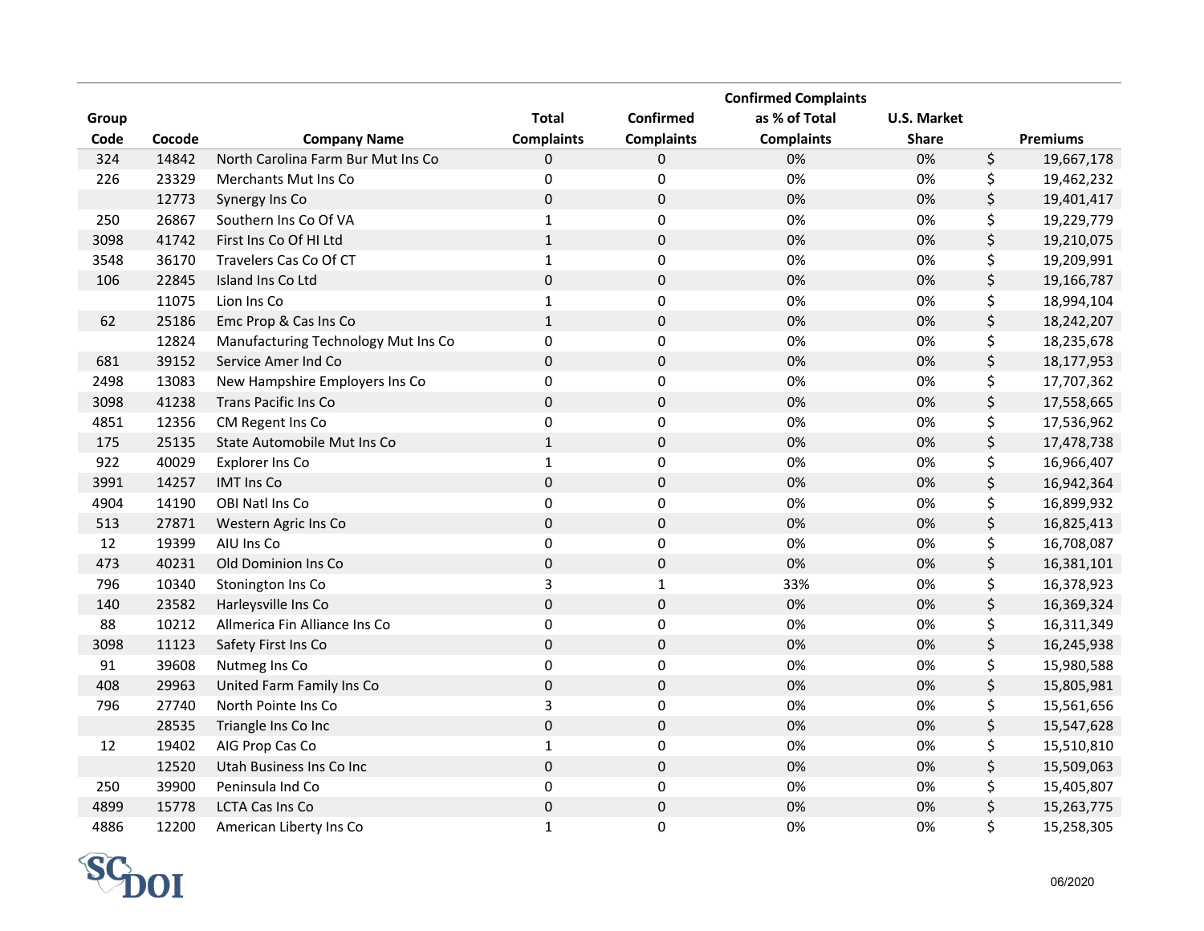| Group Code | Cocode | Company Name | Total Complaints | Confirmed Complaints | Confirmed Complaints as % of Total Complaints | U.S. Market Share | Premiums |
|---|---|---|---|---|---|---|---|
| 324 | 14842 | North Carolina Farm Bur Mut Ins Co | 0 | 0 | 0% | 0% | $ 19,667,178 |
| 226 | 23329 | Merchants Mut Ins Co | 0 | 0 | 0% | 0% | $ 19,462,232 |
| | 12773 | Synergy Ins Co | 0 | 0 | 0% | 0% | $ 19,401,417 |
| 250 | 26867 | Southern Ins Co Of VA | 1 | 0 | 0% | 0% | $ 19,229,779 |
| 3098 | 41742 | First Ins Co Of HI Ltd | 1 | 0 | 0% | 0% | $ 19,210,075 |
| 3548 | 36170 | Travelers Cas Co Of CT | 1 | 0 | 0% | 0% | $ 19,209,991 |
| 106 | 22845 | Island Ins Co Ltd | 0 | 0 | 0% | 0% | $ 19,166,787 |
| | 11075 | Lion Ins Co | 1 | 0 | 0% | 0% | $ 18,994,104 |
| 62 | 25186 | Emc Prop & Cas Ins Co | 1 | 0 | 0% | 0% | $ 18,242,207 |
| | 12824 | Manufacturing Technology Mut Ins Co | 0 | 0 | 0% | 0% | $ 18,235,678 |
| 681 | 39152 | Service Amer Ind Co | 0 | 0 | 0% | 0% | $ 18,177,953 |
| 2498 | 13083 | New Hampshire Employers Ins Co | 0 | 0 | 0% | 0% | $ 17,707,362 |
| 3098 | 41238 | Trans Pacific Ins Co | 0 | 0 | 0% | 0% | $ 17,558,665 |
| 4851 | 12356 | CM Regent Ins Co | 0 | 0 | 0% | 0% | $ 17,536,962 |
| 175 | 25135 | State Automobile Mut Ins Co | 1 | 0 | 0% | 0% | $ 17,478,738 |
| 922 | 40029 | Explorer Ins Co | 1 | 0 | 0% | 0% | $ 16,966,407 |
| 3991 | 14257 | IMT Ins Co | 0 | 0 | 0% | 0% | $ 16,942,364 |
| 4904 | 14190 | OBI Natl Ins Co | 0 | 0 | 0% | 0% | $ 16,899,932 |
| 513 | 27871 | Western Agric Ins Co | 0 | 0 | 0% | 0% | $ 16,825,413 |
| 12 | 19399 | AIU Ins Co | 0 | 0 | 0% | 0% | $ 16,708,087 |
| 473 | 40231 | Old Dominion Ins Co | 0 | 0 | 0% | 0% | $ 16,381,101 |
| 796 | 10340 | Stonington Ins Co | 3 | 1 | 33% | 0% | $ 16,378,923 |
| 140 | 23582 | Harleysville Ins Co | 0 | 0 | 0% | 0% | $ 16,369,324 |
| 88 | 10212 | Allmerica Fin Alliance Ins Co | 0 | 0 | 0% | 0% | $ 16,311,349 |
| 3098 | 11123 | Safety First Ins Co | 0 | 0 | 0% | 0% | $ 16,245,938 |
| 91 | 39608 | Nutmeg Ins Co | 0 | 0 | 0% | 0% | $ 15,980,588 |
| 408 | 29963 | United Farm Family Ins Co | 0 | 0 | 0% | 0% | $ 15,805,981 |
| 796 | 27740 | North Pointe Ins Co | 3 | 0 | 0% | 0% | $ 15,561,656 |
| | 28535 | Triangle Ins Co Inc | 0 | 0 | 0% | 0% | $ 15,547,628 |
| 12 | 19402 | AIG Prop Cas Co | 1 | 0 | 0% | 0% | $ 15,510,810 |
| | 12520 | Utah Business Ins Co Inc | 0 | 0 | 0% | 0% | $ 15,509,063 |
| 250 | 39900 | Peninsula Ind Co | 0 | 0 | 0% | 0% | $ 15,405,807 |
| 4899 | 15778 | LCTA Cas Ins Co | 0 | 0 | 0% | 0% | $ 15,263,775 |
| 4886 | 12200 | American Liberty Ins Co | 1 | 0 | 0% | 0% | $ 15,258,305 |

SCDOI

06/2020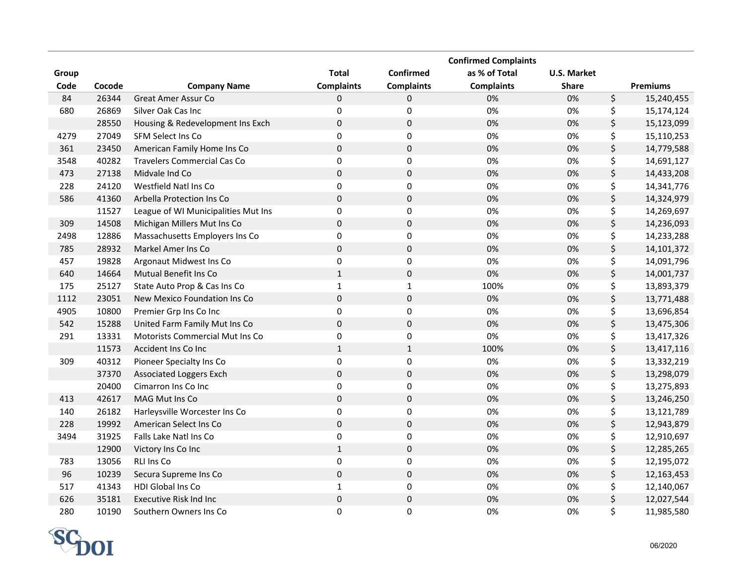| Group Code | Cocode | Company Name | Total Complaints | Confirmed Complaints | Confirmed Complaints as % of Total Complaints | U.S. Market Share | Premiums |
|---|---|---|---|---|---|---|---|
| 84 | 26344 | Great Amer Assur Co | 0 | 0 | 0% | 0% | $ 15,240,455 |
| 680 | 26869 | Silver Oak Cas Inc | 0 | 0 | 0% | 0% | $ 15,174,124 |
| | 28550 | Housing & Redevelopment Ins Exch | 0 | 0 | 0% | 0% | $ 15,123,099 |
| 4279 | 27049 | SFM Select Ins Co | 0 | 0 | 0% | 0% | $ 15,110,253 |
| 361 | 23450 | American Family Home Ins Co | 0 | 0 | 0% | 0% | $ 14,779,588 |
| 3548 | 40282 | Travelers Commercial Cas Co | 0 | 0 | 0% | 0% | $ 14,691,127 |
| 473 | 27138 | Midvale Ind Co | 0 | 0 | 0% | 0% | $ 14,433,208 |
| 228 | 24120 | Westfield Natl Ins Co | 0 | 0 | 0% | 0% | $ 14,341,776 |
| 586 | 41360 | Arbella Protection Ins Co | 0 | 0 | 0% | 0% | $ 14,324,979 |
| | 11527 | League of WI Municipalities Mut Ins | 0 | 0 | 0% | 0% | $ 14,269,697 |
| 309 | 14508 | Michigan Millers Mut Ins Co | 0 | 0 | 0% | 0% | $ 14,236,093 |
| 2498 | 12886 | Massachusetts Employers Ins Co | 0 | 0 | 0% | 0% | $ 14,233,288 |
| 785 | 28932 | Markel Amer Ins Co | 0 | 0 | 0% | 0% | $ 14,101,372 |
| 457 | 19828 | Argonaut Midwest Ins Co | 0 | 0 | 0% | 0% | $ 14,091,796 |
| 640 | 14664 | Mutual Benefit Ins Co | 1 | 0 | 0% | 0% | $ 14,001,737 |
| 175 | 25127 | State Auto Prop & Cas Ins Co | 1 | 1 | 100% | 0% | $ 13,893,379 |
| 1112 | 23051 | New Mexico Foundation Ins Co | 0 | 0 | 0% | 0% | $ 13,771,488 |
| 4905 | 10800 | Premier Grp Ins Co Inc | 0 | 0 | 0% | 0% | $ 13,696,854 |
| 542 | 15288 | United Farm Family Mut Ins Co | 0 | 0 | 0% | 0% | $ 13,475,306 |
| 291 | 13331 | Motorists Commercial Mut Ins Co | 0 | 0 | 0% | 0% | $ 13,417,326 |
| | 11573 | Accident Ins Co Inc | 1 | 1 | 100% | 0% | $ 13,417,116 |
| 309 | 40312 | Pioneer Specialty Ins Co | 0 | 0 | 0% | 0% | $ 13,332,219 |
| | 37370 | Associated Loggers Exch | 0 | 0 | 0% | 0% | $ 13,298,079 |
| | 20400 | Cimarron Ins Co Inc | 0 | 0 | 0% | 0% | $ 13,275,893 |
| 413 | 42617 | MAG Mut Ins Co | 0 | 0 | 0% | 0% | $ 13,246,250 |
| 140 | 26182 | Harleysville Worcester Ins Co | 0 | 0 | 0% | 0% | $ 13,121,789 |
| 228 | 19992 | American Select Ins Co | 0 | 0 | 0% | 0% | $ 12,943,879 |
| 3494 | 31925 | Falls Lake Natl Ins Co | 0 | 0 | 0% | 0% | $ 12,910,697 |
| | 12900 | Victory Ins Co Inc | 1 | 0 | 0% | 0% | $ 12,285,265 |
| 783 | 13056 | RLI Ins Co | 0 | 0 | 0% | 0% | $ 12,195,072 |
| 96 | 10239 | Secura Supreme Ins Co | 0 | 0 | 0% | 0% | $ 12,163,453 |
| 517 | 41343 | HDI Global Ins Co | 1 | 0 | 0% | 0% | $ 12,140,067 |
| 626 | 35181 | Executive Risk Ind Inc | 0 | 0 | 0% | 0% | $ 12,027,544 |
| 280 | 10190 | Southern Owners Ins Co | 0 | 0 | 0% | 0% | $ 11,985,580 |

SCDOI

06/2020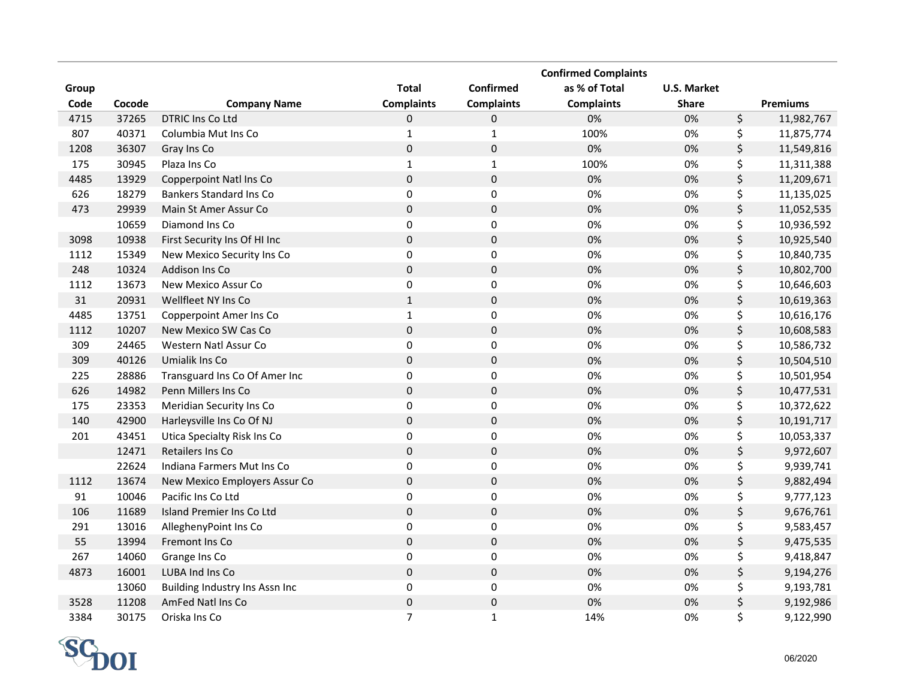| Group Code | Cocode | Company Name | Total Complaints | Confirmed Complaints | Confirmed Complaints as % of Total Complaints | U.S. Market Share | Premiums |
|---|---|---|---|---|---|---|---|
| 4715 | 37265 | DTRIC Ins Co Ltd | 0 | 0 | 0% | 0% | $ 11,982,767 |
| 807 | 40371 | Columbia Mut Ins Co | 1 | 1 | 100% | 0% | $ 11,875,774 |
| 1208 | 36307 | Gray Ins Co | 0 | 0 | 0% | 0% | $ 11,549,816 |
| 175 | 30945 | Plaza Ins Co | 1 | 1 | 100% | 0% | $ 11,311,388 |
| 4485 | 13929 | Copperpoint Natl Ins Co | 0 | 0 | 0% | 0% | $ 11,209,671 |
| 626 | 18279 | Bankers Standard Ins Co | 0 | 0 | 0% | 0% | $ 11,135,025 |
| 473 | 29939 | Main St Amer Assur Co | 0 | 0 | 0% | 0% | $ 11,052,535 |
| | 10659 | Diamond Ins Co | 0 | 0 | 0% | 0% | $ 10,936,592 |
| 3098 | 10938 | First Security Ins Of HI Inc | 0 | 0 | 0% | 0% | $ 10,925,540 |
| 1112 | 15349 | New Mexico Security Ins Co | 0 | 0 | 0% | 0% | $ 10,840,735 |
| 248 | 10324 | Addison Ins Co | 0 | 0 | 0% | 0% | $ 10,802,700 |
| 1112 | 13673 | New Mexico Assur Co | 0 | 0 | 0% | 0% | $ 10,646,603 |
| 31 | 20931 | Wellfleet NY Ins Co | 1 | 0 | 0% | 0% | $ 10,619,363 |
| 4485 | 13751 | Copperpoint Amer Ins Co | 1 | 0 | 0% | 0% | $ 10,616,176 |
| 1112 | 10207 | New Mexico SW Cas Co | 0 | 0 | 0% | 0% | $ 10,608,583 |
| 309 | 24465 | Western Natl Assur Co | 0 | 0 | 0% | 0% | $ 10,586,732 |
| 309 | 40126 | Umialik Ins Co | 0 | 0 | 0% | 0% | $ 10,504,510 |
| 225 | 28886 | Transguard Ins Co Of Amer Inc | 0 | 0 | 0% | 0% | $ 10,501,954 |
| 626 | 14982 | Penn Millers Ins Co | 0 | 0 | 0% | 0% | $ 10,477,531 |
| 175 | 23353 | Meridian Security Ins Co | 0 | 0 | 0% | 0% | $ 10,372,622 |
| 140 | 42900 | Harleysville Ins Co Of NJ | 0 | 0 | 0% | 0% | $ 10,191,717 |
| 201 | 43451 | Utica Specialty Risk Ins Co | 0 | 0 | 0% | 0% | $ 10,053,337 |
| | 12471 | Retailers Ins Co | 0 | 0 | 0% | 0% | $ 9,972,607 |
| | 22624 | Indiana Farmers Mut Ins Co | 0 | 0 | 0% | 0% | $ 9,939,741 |
| 1112 | 13674 | New Mexico Employers Assur Co | 0 | 0 | 0% | 0% | $ 9,882,494 |
| 91 | 10046 | Pacific Ins Co Ltd | 0 | 0 | 0% | 0% | $ 9,777,123 |
| 106 | 11689 | Island Premier Ins Co Ltd | 0 | 0 | 0% | 0% | $ 9,676,761 |
| 291 | 13016 | AlleghenyPoint Ins Co | 0 | 0 | 0% | 0% | $ 9,583,457 |
| 55 | 13994 | Fremont Ins Co | 0 | 0 | 0% | 0% | $ 9,475,535 |
| 267 | 14060 | Grange Ins Co | 0 | 0 | 0% | 0% | $ 9,418,847 |
| 4873 | 16001 | LUBA Ind Ins Co | 0 | 0 | 0% | 0% | $ 9,194,276 |
| | 13060 | Building Industry Ins Assn Inc | 0 | 0 | 0% | 0% | $ 9,193,781 |
| 3528 | 11208 | AmFed Natl Ins Co | 0 | 0 | 0% | 0% | $ 9,192,986 |
| 3384 | 30175 | Oriska Ins Co | 7 | 1 | 14% | 0% | $ 9,122,990 |

SC DOI

06/2020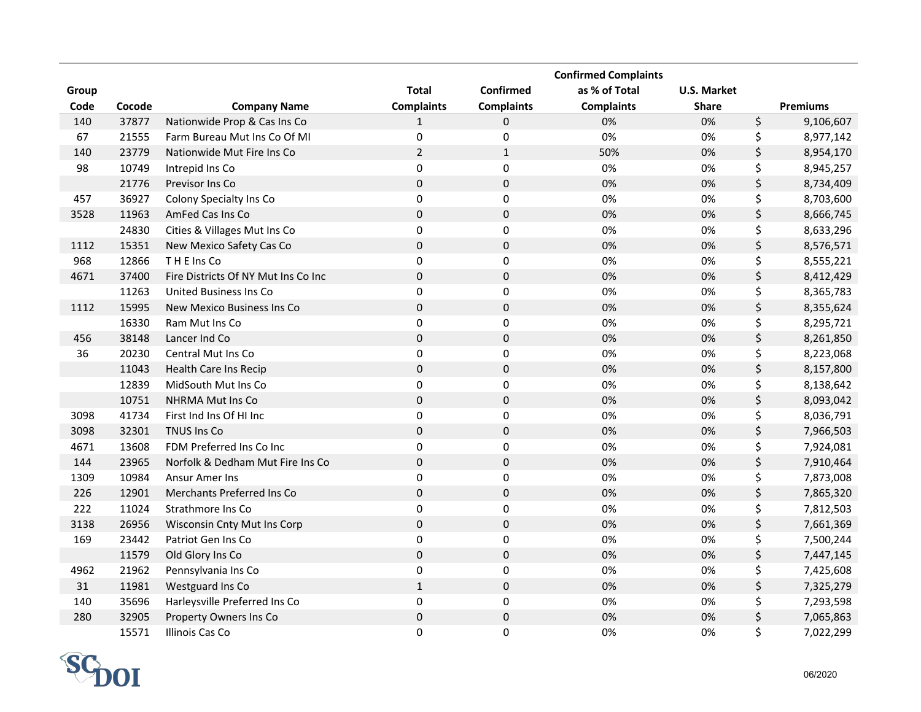| Group Code | Cocode | Company Name | Total Complaints | Confirmed Complaints | Confirmed Complaints as % of Total Complaints | U.S. Market Share | Premiums |
|---|---|---|---|---|---|---|---|
| 140 | 37877 | Nationwide Prop & Cas Ins Co | 1 | 0 | 0% | 0% | $ 9,106,607 |
| 67 | 21555 | Farm Bureau Mut Ins Co Of MI | 0 | 0 | 0% | 0% | $ 8,977,142 |
| 140 | 23779 | Nationwide Mut Fire Ins Co | 2 | 1 | 50% | 0% | $ 8,954,170 |
| 98 | 10749 | Intrepid Ins Co | 0 | 0 | 0% | 0% | $ 8,945,257 |
| | 21776 | Previsor Ins Co | 0 | 0 | 0% | 0% | $ 8,734,409 |
| 457 | 36927 | Colony Specialty Ins Co | 0 | 0 | 0% | 0% | $ 8,703,600 |
| 3528 | 11963 | AmFed Cas Ins Co | 0 | 0 | 0% | 0% | $ 8,666,745 |
| | 24830 | Cities & Villages Mut Ins Co | 0 | 0 | 0% | 0% | $ 8,633,296 |
| 1112 | 15351 | New Mexico Safety Cas Co | 0 | 0 | 0% | 0% | $ 8,576,571 |
| 968 | 12866 | T H E Ins Co | 0 | 0 | 0% | 0% | $ 8,555,221 |
| 4671 | 37400 | Fire Districts Of NY Mut Ins Co Inc | 0 | 0 | 0% | 0% | $ 8,412,429 |
| | 11263 | United Business Ins Co | 0 | 0 | 0% | 0% | $ 8,365,783 |
| 1112 | 15995 | New Mexico Business Ins Co | 0 | 0 | 0% | 0% | $ 8,355,624 |
| | 16330 | Ram Mut Ins Co | 0 | 0 | 0% | 0% | $ 8,295,721 |
| 456 | 38148 | Lancer Ind Co | 0 | 0 | 0% | 0% | $ 8,261,850 |
| 36 | 20230 | Central Mut Ins Co | 0 | 0 | 0% | 0% | $ 8,223,068 |
| | 11043 | Health Care Ins Recip | 0 | 0 | 0% | 0% | $ 8,157,800 |
| | 12839 | MidSouth Mut Ins Co | 0 | 0 | 0% | 0% | $ 8,138,642 |
| | 10751 | NHRMA Mut Ins Co | 0 | 0 | 0% | 0% | $ 8,093,042 |
| 3098 | 41734 | First Ind Ins Of HI Inc | 0 | 0 | 0% | 0% | $ 8,036,791 |
| 3098 | 32301 | TNUS Ins Co | 0 | 0 | 0% | 0% | $ 7,966,503 |
| 4671 | 13608 | FDM Preferred Ins Co Inc | 0 | 0 | 0% | 0% | $ 7,924,081 |
| 144 | 23965 | Norfolk & Dedham Mut Fire Ins Co | 0 | 0 | 0% | 0% | $ 7,910,464 |
| 1309 | 10984 | Ansur Amer Ins | 0 | 0 | 0% | 0% | $ 7,873,008 |
| 226 | 12901 | Merchants Preferred Ins Co | 0 | 0 | 0% | 0% | $ 7,865,320 |
| 222 | 11024 | Strathmore Ins Co | 0 | 0 | 0% | 0% | $ 7,812,503 |
| 3138 | 26956 | Wisconsin Cnty Mut Ins Corp | 0 | 0 | 0% | 0% | $ 7,661,369 |
| 169 | 23442 | Patriot Gen Ins Co | 0 | 0 | 0% | 0% | $ 7,500,244 |
| | 11579 | Old Glory Ins Co | 0 | 0 | 0% | 0% | $ 7,447,145 |
| 4962 | 21962 | Pennsylvania Ins Co | 0 | 0 | 0% | 0% | $ 7,425,608 |
| 31 | 11981 | Westguard Ins Co | 1 | 0 | 0% | 0% | $ 7,325,279 |
| 140 | 35696 | Harleysville Preferred Ins Co | 0 | 0 | 0% | 0% | $ 7,293,598 |
| 280 | 32905 | Property Owners Ins Co | 0 | 0 | 0% | 0% | $ 7,065,863 |
| | 15571 | Illinois Cas Co | 0 | 0 | 0% | 0% | $ 7,022,299 |

SC DOI

06/2020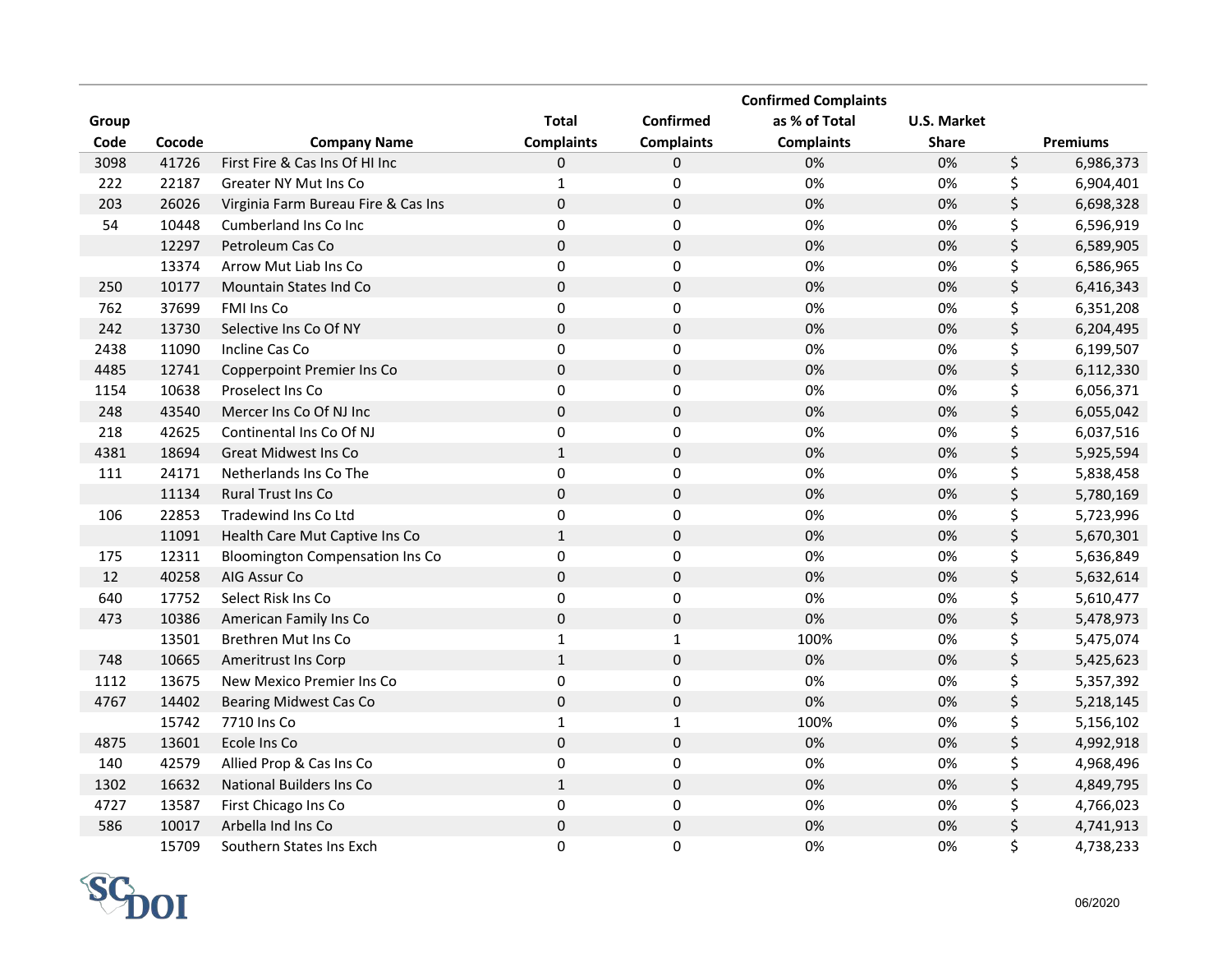| Group Code | Cocode | Company Name | Total Complaints | Confirmed Complaints | Confirmed Complaints as % of Total Complaints | U.S. Market Share | Premiums |
|---|---|---|---|---|---|---|---|
| 3098 | 41726 | First Fire & Cas Ins Of HI Inc | 0 | 0 | 0% | 0% | $ 6,986,373 |
| 222 | 22187 | Greater NY Mut Ins Co | 1 | 0 | 0% | 0% | $ 6,904,401 |
| 203 | 26026 | Virginia Farm Bureau Fire & Cas Ins | 0 | 0 | 0% | 0% | $ 6,698,328 |
| 54 | 10448 | Cumberland Ins Co Inc | 0 | 0 | 0% | 0% | $ 6,596,919 |
| | 12297 | Petroleum Cas Co | 0 | 0 | 0% | 0% | $ 6,589,905 |
| | 13374 | Arrow Mut Liab Ins Co | 0 | 0 | 0% | 0% | $ 6,586,965 |
| 250 | 10177 | Mountain States Ind Co | 0 | 0 | 0% | 0% | $ 6,416,343 |
| 762 | 37699 | FMI Ins Co | 0 | 0 | 0% | 0% | $ 6,351,208 |
| 242 | 13730 | Selective Ins Co Of NY | 0 | 0 | 0% | 0% | $ 6,204,495 |
| 2438 | 11090 | Incline Cas Co | 0 | 0 | 0% | 0% | $ 6,199,507 |
| 4485 | 12741 | Copperpoint Premier Ins Co | 0 | 0 | 0% | 0% | $ 6,112,330 |
| 1154 | 10638 | Proselect Ins Co | 0 | 0 | 0% | 0% | $ 6,056,371 |
| 248 | 43540 | Mercer Ins Co Of NJ Inc | 0 | 0 | 0% | 0% | $ 6,055,042 |
| 218 | 42625 | Continental Ins Co Of NJ | 0 | 0 | 0% | 0% | $ 6,037,516 |
| 4381 | 18694 | Great Midwest Ins Co | 1 | 0 | 0% | 0% | $ 5,925,594 |
| 111 | 24171 | Netherlands Ins Co The | 0 | 0 | 0% | 0% | $ 5,838,458 |
| | 11134 | Rural Trust Ins Co | 0 | 0 | 0% | 0% | $ 5,780,169 |
| 106 | 22853 | Tradewind Ins Co Ltd | 0 | 0 | 0% | 0% | $ 5,723,996 |
| | 11091 | Health Care Mut Captive Ins Co | 1 | 0 | 0% | 0% | $ 5,670,301 |
| 175 | 12311 | Bloomington Compensation Ins Co | 0 | 0 | 0% | 0% | $ 5,636,849 |
| 12 | 40258 | AIG Assur Co | 0 | 0 | 0% | 0% | $ 5,632,614 |
| 640 | 17752 | Select Risk Ins Co | 0 | 0 | 0% | 0% | $ 5,610,477 |
| 473 | 10386 | American Family Ins Co | 0 | 0 | 0% | 0% | $ 5,478,973 |
| | 13501 | Brethren Mut Ins Co | 1 | 1 | 100% | 0% | $ 5,475,074 |
| 748 | 10665 | Ameritrust Ins Corp | 1 | 0 | 0% | 0% | $ 5,425,623 |
| 1112 | 13675 | New Mexico Premier Ins Co | 0 | 0 | 0% | 0% | $ 5,357,392 |
| 4767 | 14402 | Bearing Midwest Cas Co | 0 | 0 | 0% | 0% | $ 5,218,145 |
| | 15742 | 7710 Ins Co | 1 | 1 | 100% | 0% | $ 5,156,102 |
| 4875 | 13601 | Ecole Ins Co | 0 | 0 | 0% | 0% | $ 4,992,918 |
| 140 | 42579 | Allied Prop & Cas Ins Co | 0 | 0 | 0% | 0% | $ 4,968,496 |
| 1302 | 16632 | National Builders Ins Co | 1 | 0 | 0% | 0% | $ 4,849,795 |
| 4727 | 13587 | First Chicago Ins Co | 0 | 0 | 0% | 0% | $ 4,766,023 |
| 586 | 10017 | Arbella Ind Ins Co | 0 | 0 | 0% | 0% | $ 4,741,913 |
| | 15709 | Southern States Ins Exch | 0 | 0 | 0% | 0% | $ 4,738,233 |

SCDOI

06/2020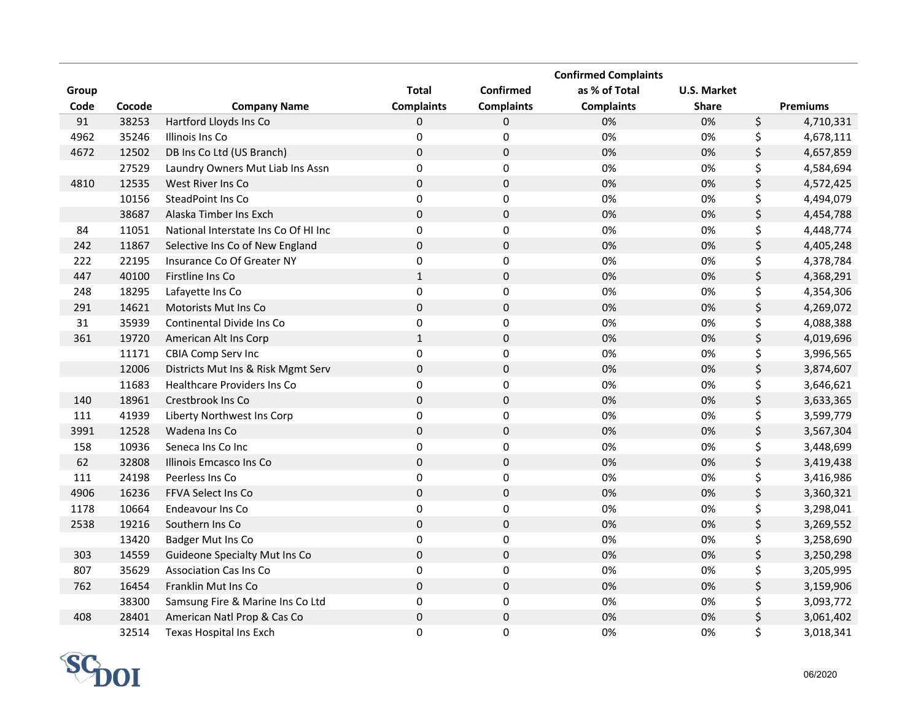| Group Code | Cocode | Company Name | Total Complaints | Confirmed Complaints | Confirmed Complaints as % of Total Complaints | U.S. Market Share | Premiums |
|---|---|---|---|---|---|---|---|
| 91 | 38253 | Hartford Lloyds Ins Co | 0 | 0 | 0% | 0% | $ 4,710,331 |
| 4962 | 35246 | Illinois Ins Co | 0 | 0 | 0% | 0% | $ 4,678,111 |
| 4672 | 12502 | DB Ins Co Ltd (US Branch) | 0 | 0 | 0% | 0% | $ 4,657,859 |
| | 27529 | Laundry Owners Mut Liab Ins Assn | 0 | 0 | 0% | 0% | $ 4,584,694 |
| 4810 | 12535 | West River Ins Co | 0 | 0 | 0% | 0% | $ 4,572,425 |
| | 10156 | SteadPoint Ins Co | 0 | 0 | 0% | 0% | $ 4,494,079 |
| | 38687 | Alaska Timber Ins Exch | 0 | 0 | 0% | 0% | $ 4,454,788 |
| 84 | 11051 | National Interstate Ins Co Of HI Inc | 0 | 0 | 0% | 0% | $ 4,448,774 |
| 242 | 11867 | Selective Ins Co of New England | 0 | 0 | 0% | 0% | $ 4,405,248 |
| 222 | 22195 | Insurance Co Of Greater NY | 0 | 0 | 0% | 0% | $ 4,378,784 |
| 447 | 40100 | Firstline Ins Co | 1 | 0 | 0% | 0% | $ 4,368,291 |
| 248 | 18295 | Lafayette Ins Co | 0 | 0 | 0% | 0% | $ 4,354,306 |
| 291 | 14621 | Motorists Mut Ins Co | 0 | 0 | 0% | 0% | $ 4,269,072 |
| 31 | 35939 | Continental Divide Ins Co | 0 | 0 | 0% | 0% | $ 4,088,388 |
| 361 | 19720 | American Alt Ins Corp | 1 | 0 | 0% | 0% | $ 4,019,696 |
| | 11171 | CBIA Comp Serv Inc | 0 | 0 | 0% | 0% | $ 3,996,565 |
| | 12006 | Districts Mut Ins & Risk Mgmt Serv | 0 | 0 | 0% | 0% | $ 3,874,607 |
| | 11683 | Healthcare Providers Ins Co | 0 | 0 | 0% | 0% | $ 3,646,621 |
| 140 | 18961 | Crestbrook Ins Co | 0 | 0 | 0% | 0% | $ 3,633,365 |
| 111 | 41939 | Liberty Northwest Ins Corp | 0 | 0 | 0% | 0% | $ 3,599,779 |
| 3991 | 12528 | Wadena Ins Co | 0 | 0 | 0% | 0% | $ 3,567,304 |
| 158 | 10936 | Seneca Ins Co Inc | 0 | 0 | 0% | 0% | $ 3,448,699 |
| 62 | 32808 | Illinois Emcasco Ins Co | 0 | 0 | 0% | 0% | $ 3,419,438 |
| 111 | 24198 | Peerless Ins Co | 0 | 0 | 0% | 0% | $ 3,416,986 |
| 4906 | 16236 | FFVA Select Ins Co | 0 | 0 | 0% | 0% | $ 3,360,321 |
| 1178 | 10664 | Endeavour Ins Co | 0 | 0 | 0% | 0% | $ 3,298,041 |
| 2538 | 19216 | Southern Ins Co | 0 | 0 | 0% | 0% | $ 3,269,552 |
| | 13420 | Badger Mut Ins Co | 0 | 0 | 0% | 0% | $ 3,258,690 |
| 303 | 14559 | Guideone Specialty Mut Ins Co | 0 | 0 | 0% | 0% | $ 3,250,298 |
| 807 | 35629 | Association Cas Ins Co | 0 | 0 | 0% | 0% | $ 3,205,995 |
| 762 | 16454 | Franklin Mut Ins Co | 0 | 0 | 0% | 0% | $ 3,159,906 |
| | 38300 | Samsung Fire & Marine Ins Co Ltd | 0 | 0 | 0% | 0% | $ 3,093,772 |
| 408 | 28401 | American Natl Prop & Cas Co | 0 | 0 | 0% | 0% | $ 3,061,402 |
| | 32514 | Texas Hospital Ins Exch | 0 | 0 | 0% | 0% | $ 3,018,341 |

SC DOI

06/2020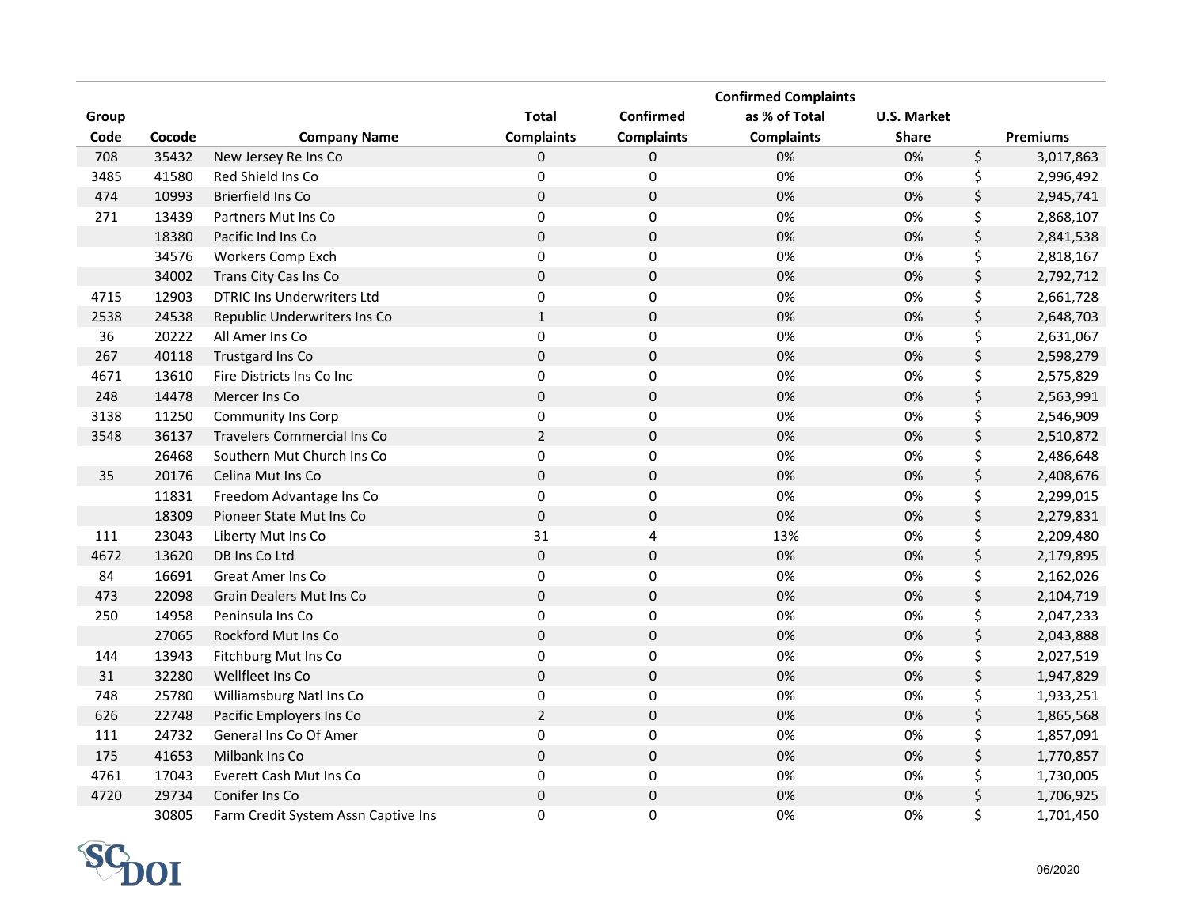| Group Code | Cocode | Company Name | Total Complaints | Confirmed Complaints | Confirmed Complaints as % of Total Complaints | U.S. Market Share | Premiums |
|---|---|---|---|---|---|---|---|
| 708 | 35432 | New Jersey Re Ins Co | 0 | 0 | 0% | 0% | $ 3,017,863 |
| 3485 | 41580 | Red Shield Ins Co | 0 | 0 | 0% | 0% | $ 2,996,492 |
| 474 | 10993 | Brierfield Ins Co | 0 | 0 | 0% | 0% | $ 2,945,741 |
| 271 | 13439 | Partners Mut Ins Co | 0 | 0 | 0% | 0% | $ 2,868,107 |
| | 18380 | Pacific Ind Ins Co | 0 | 0 | 0% | 0% | $ 2,841,538 |
| | 34576 | Workers Comp Exch | 0 | 0 | 0% | 0% | $ 2,818,167 |
| | 34002 | Trans City Cas Ins Co | 0 | 0 | 0% | 0% | $ 2,792,712 |
| 4715 | 12903 | DTRIC Ins Underwriters Ltd | 0 | 0 | 0% | 0% | $ 2,661,728 |
| 2538 | 24538 | Republic Underwriters Ins Co | 1 | 0 | 0% | 0% | $ 2,648,703 |
| 36 | 20222 | All Amer Ins Co | 0 | 0 | 0% | 0% | $ 2,631,067 |
| 267 | 40118 | Trustgard Ins Co | 0 | 0 | 0% | 0% | $ 2,598,279 |
| 4671 | 13610 | Fire Districts Ins Co Inc | 0 | 0 | 0% | 0% | $ 2,575,829 |
| 248 | 14478 | Mercer Ins Co | 0 | 0 | 0% | 0% | $ 2,563,991 |
| 3138 | 11250 | Community Ins Corp | 0 | 0 | 0% | 0% | $ 2,546,909 |
| 3548 | 36137 | Travelers Commercial Ins Co | 2 | 0 | 0% | 0% | $ 2,510,872 |
| | 26468 | Southern Mut Church Ins Co | 0 | 0 | 0% | 0% | $ 2,486,648 |
| 35 | 20176 | Celina Mut Ins Co | 0 | 0 | 0% | 0% | $ 2,408,676 |
| | 11831 | Freedom Advantage Ins Co | 0 | 0 | 0% | 0% | $ 2,299,015 |
| | 18309 | Pioneer State Mut Ins Co | 0 | 0 | 0% | 0% | $ 2,279,831 |
| 111 | 23043 | Liberty Mut Ins Co | 31 | 4 | 13% | 0% | $ 2,209,480 |
| 4672 | 13620 | DB Ins Co Ltd | 0 | 0 | 0% | 0% | $ 2,179,895 |
| 84 | 16691 | Great Amer Ins Co | 0 | 0 | 0% | 0% | $ 2,162,026 |
| 473 | 22098 | Grain Dealers Mut Ins Co | 0 | 0 | 0% | 0% | $ 2,104,719 |
| 250 | 14958 | Peninsula Ins Co | 0 | 0 | 0% | 0% | $ 2,047,233 |
| | 27065 | Rockford Mut Ins Co | 0 | 0 | 0% | 0% | $ 2,043,888 |
| 144 | 13943 | Fitchburg Mut Ins Co | 0 | 0 | 0% | 0% | $ 2,027,519 |
| 31 | 32280 | Wellfleet Ins Co | 0 | 0 | 0% | 0% | $ 1,947,829 |
| 748 | 25780 | Williamsburg Natl Ins Co | 0 | 0 | 0% | 0% | $ 1,933,251 |
| 626 | 22748 | Pacific Employers Ins Co | 2 | 0 | 0% | 0% | $ 1,865,568 |
| 111 | 24732 | General Ins Co Of Amer | 0 | 0 | 0% | 0% | $ 1,857,091 |
| 175 | 41653 | Milbank Ins Co | 0 | 0 | 0% | 0% | $ 1,770,857 |
| 4761 | 17043 | Everett Cash Mut Ins Co | 0 | 0 | 0% | 0% | $ 1,730,005 |
| 4720 | 29734 | Conifer Ins Co | 0 | 0 | 0% | 0% | $ 1,706,925 |
| | 30805 | Farm Credit System Assn Captive Ins | 0 | 0 | 0% | 0% | $ 1,701,450 |

SC DOI

06/2020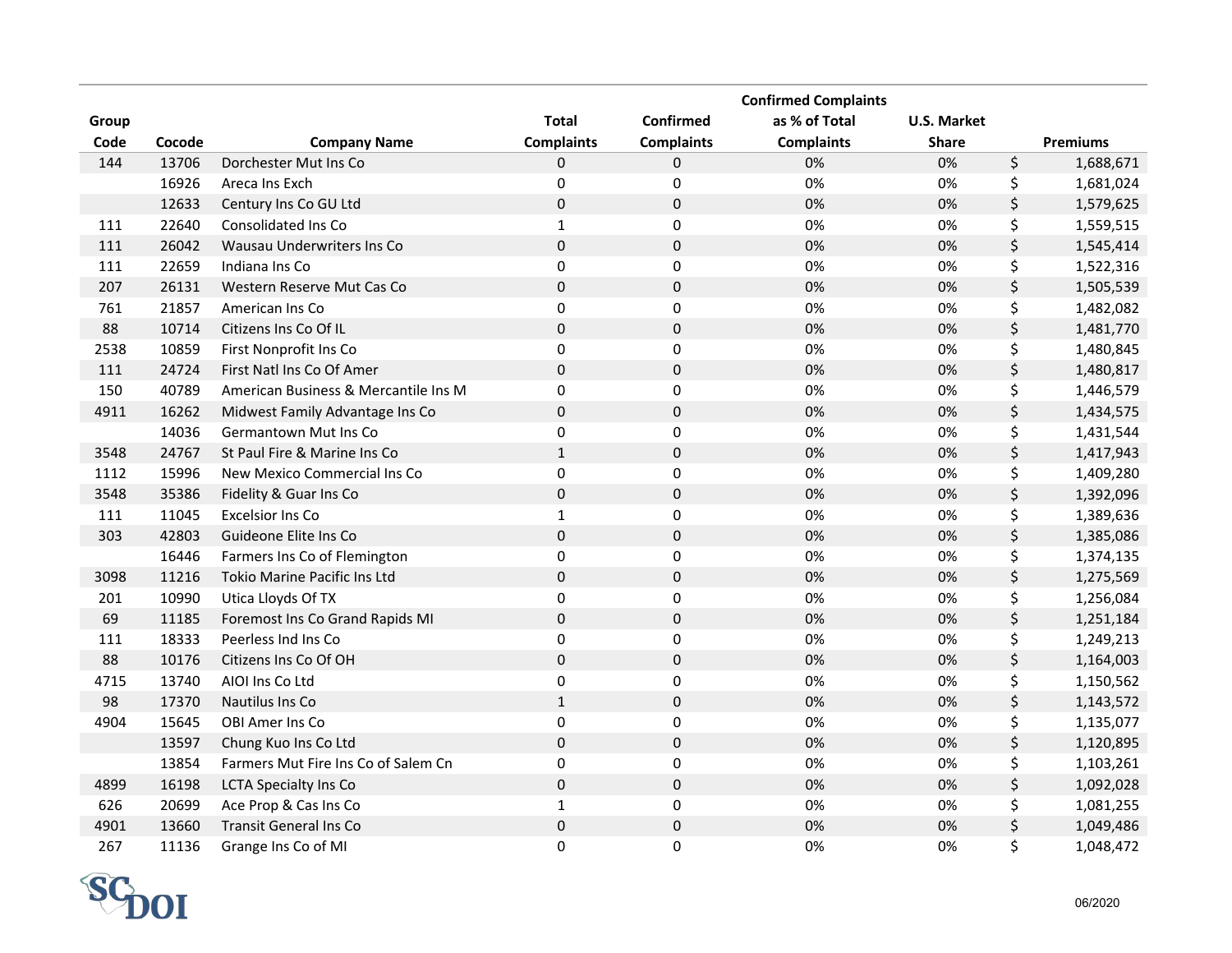| Group Code | Cocode | Company Name | Total Complaints | Confirmed Complaints | Confirmed Complaints as % of Total Complaints | U.S. Market Share | Premiums |
|---|---|---|---|---|---|---|---|
| 144 | 13706 | Dorchester Mut Ins Co | 0 | 0 | 0% | 0% | $ 1,688,671 |
| | 16926 | Areca Ins Exch | 0 | 0 | 0% | 0% | $ 1,681,024 |
| | 12633 | Century Ins Co GU Ltd | 0 | 0 | 0% | 0% | $ 1,579,625 |
| 111 | 22640 | Consolidated Ins Co | 1 | 0 | 0% | 0% | $ 1,559,515 |
| 111 | 26042 | Wausau Underwriters Ins Co | 0 | 0 | 0% | 0% | $ 1,545,414 |
| 111 | 22659 | Indiana Ins Co | 0 | 0 | 0% | 0% | $ 1,522,316 |
| 207 | 26131 | Western Reserve Mut Cas Co | 0 | 0 | 0% | 0% | $ 1,505,539 |
| 761 | 21857 | American Ins Co | 0 | 0 | 0% | 0% | $ 1,482,082 |
| 88 | 10714 | Citizens Ins Co Of IL | 0 | 0 | 0% | 0% | $ 1,481,770 |
| 2538 | 10859 | First Nonprofit Ins Co | 0 | 0 | 0% | 0% | $ 1,480,845 |
| 111 | 24724 | First Natl Ins Co Of Amer | 0 | 0 | 0% | 0% | $ 1,480,817 |
| 150 | 40789 | American Business & Mercantile Ins M | 0 | 0 | 0% | 0% | $ 1,446,579 |
| 4911 | 16262 | Midwest Family Advantage Ins Co | 0 | 0 | 0% | 0% | $ 1,434,575 |
| | 14036 | Germantown Mut Ins Co | 0 | 0 | 0% | 0% | $ 1,431,544 |
| 3548 | 24767 | St Paul Fire & Marine Ins Co | 1 | 0 | 0% | 0% | $ 1,417,943 |
| 1112 | 15996 | New Mexico Commercial Ins Co | 0 | 0 | 0% | 0% | $ 1,409,280 |
| 3548 | 35386 | Fidelity & Guar Ins Co | 0 | 0 | 0% | 0% | $ 1,392,096 |
| 111 | 11045 | Excelsior Ins Co | 1 | 0 | 0% | 0% | $ 1,389,636 |
| 303 | 42803 | Guideone Elite Ins Co | 0 | 0 | 0% | 0% | $ 1,385,086 |
| | 16446 | Farmers Ins Co of Flemington | 0 | 0 | 0% | 0% | $ 1,374,135 |
| 3098 | 11216 | Tokio Marine Pacific Ins Ltd | 0 | 0 | 0% | 0% | $ 1,275,569 |
| 201 | 10990 | Utica Lloyds Of TX | 0 | 0 | 0% | 0% | $ 1,256,084 |
| 69 | 11185 | Foremost Ins Co Grand Rapids MI | 0 | 0 | 0% | 0% | $ 1,251,184 |
| 111 | 18333 | Peerless Ind Ins Co | 0 | 0 | 0% | 0% | $ 1,249,213 |
| 88 | 10176 | Citizens Ins Co Of OH | 0 | 0 | 0% | 0% | $ 1,164,003 |
| 4715 | 13740 | AIOI Ins Co Ltd | 0 | 0 | 0% | 0% | $ 1,150,562 |
| 98 | 17370 | Nautilus Ins Co | 1 | 0 | 0% | 0% | $ 1,143,572 |
| 4904 | 15645 | OBI Amer Ins Co | 0 | 0 | 0% | 0% | $ 1,135,077 |
| | 13597 | Chung Kuo Ins Co Ltd | 0 | 0 | 0% | 0% | $ 1,120,895 |
| | 13854 | Farmers Mut Fire Ins Co of Salem Cn | 0 | 0 | 0% | 0% | $ 1,103,261 |
| 4899 | 16198 | LCTA Specialty Ins Co | 0 | 0 | 0% | 0% | $ 1,092,028 |
| 626 | 20699 | Ace Prop & Cas Ins Co | 1 | 0 | 0% | 0% | $ 1,081,255 |
| 4901 | 13660 | Transit General Ins Co | 0 | 0 | 0% | 0% | $ 1,049,486 |
| 267 | 11136 | Grange Ins Co of MI | 0 | 0 | 0% | 0% | $ 1,048,472 |

SC DOI

06/2020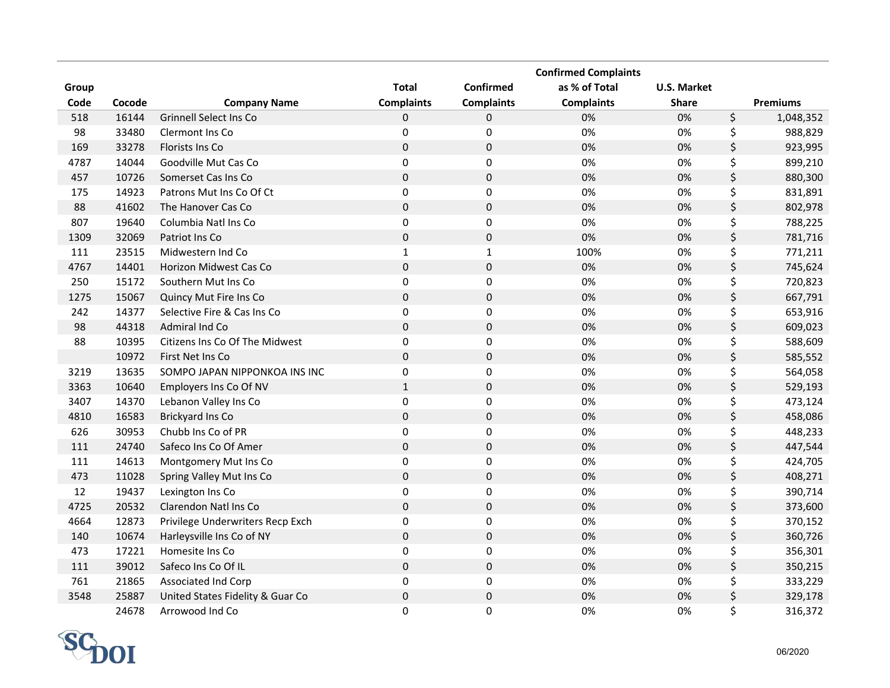| Group Code | Cocode | Company Name | Total Complaints | Confirmed Complaints | Confirmed Complaints as % of Total Complaints | U.S. Market Share | Premiums |
|---|---|---|---|---|---|---|---|
| 518 | 16144 | Grinnell Select Ins Co | 0 | 0 | 0% | 0% | $ 1,048,352 |
| 98 | 33480 | Clermont Ins Co | 0 | 0 | 0% | 0% | $ 988,829 |
| 169 | 33278 | Florists Ins Co | 0 | 0 | 0% | 0% | $ 923,995 |
| 4787 | 14044 | Goodville Mut Cas Co | 0 | 0 | 0% | 0% | $ 899,210 |
| 457 | 10726 | Somerset Cas Ins Co | 0 | 0 | 0% | 0% | $ 880,300 |
| 175 | 14923 | Patrons Mut Ins Co Of Ct | 0 | 0 | 0% | 0% | $ 831,891 |
| 88 | 41602 | The Hanover Cas Co | 0 | 0 | 0% | 0% | $ 802,978 |
| 807 | 19640 | Columbia Natl Ins Co | 0 | 0 | 0% | 0% | $ 788,225 |
| 1309 | 32069 | Patriot Ins Co | 0 | 0 | 0% | 0% | $ 781,716 |
| 111 | 23515 | Midwestern Ind Co | 1 | 1 | 100% | 0% | $ 771,211 |
| 4767 | 14401 | Horizon Midwest Cas Co | 0 | 0 | 0% | 0% | $ 745,624 |
| 250 | 15172 | Southern Mut Ins Co | 0 | 0 | 0% | 0% | $ 720,823 |
| 1275 | 15067 | Quincy Mut Fire Ins Co | 0 | 0 | 0% | 0% | $ 667,791 |
| 242 | 14377 | Selective Fire & Cas Ins Co | 0 | 0 | 0% | 0% | $ 653,916 |
| 98 | 44318 | Admiral Ind Co | 0 | 0 | 0% | 0% | $ 609,023 |
| 88 | 10395 | Citizens Ins Co Of The Midwest | 0 | 0 | 0% | 0% | $ 588,609 |
|  | 10972 | First Net Ins Co | 0 | 0 | 0% | 0% | $ 585,552 |
| 3219 | 13635 | SOMPO JAPAN NIPPONKOA INS INC | 0 | 0 | 0% | 0% | $ 564,058 |
| 3363 | 10640 | Employers Ins Co Of NV | 1 | 0 | 0% | 0% | $ 529,193 |
| 3407 | 14370 | Lebanon Valley Ins Co | 0 | 0 | 0% | 0% | $ 473,124 |
| 4810 | 16583 | Brickyard Ins Co | 0 | 0 | 0% | 0% | $ 458,086 |
| 626 | 30953 | Chubb Ins Co of PR | 0 | 0 | 0% | 0% | $ 448,233 |
| 111 | 24740 | Safeco Ins Co Of Amer | 0 | 0 | 0% | 0% | $ 447,544 |
| 111 | 14613 | Montgomery Mut Ins Co | 0 | 0 | 0% | 0% | $ 424,705 |
| 473 | 11028 | Spring Valley Mut Ins Co | 0 | 0 | 0% | 0% | $ 408,271 |
| 12 | 19437 | Lexington Ins Co | 0 | 0 | 0% | 0% | $ 390,714 |
| 4725 | 20532 | Clarendon Natl Ins Co | 0 | 0 | 0% | 0% | $ 373,600 |
| 4664 | 12873 | Privilege Underwriters Recp Exch | 0 | 0 | 0% | 0% | $ 370,152 |
| 140 | 10674 | Harleysville Ins Co of NY | 0 | 0 | 0% | 0% | $ 360,726 |
| 473 | 17221 | Homesite Ins Co | 0 | 0 | 0% | 0% | $ 356,301 |
| 111 | 39012 | Safeco Ins Co Of IL | 0 | 0 | 0% | 0% | $ 350,215 |
| 761 | 21865 | Associated Ind Corp | 0 | 0 | 0% | 0% | $ 333,229 |
| 3548 | 25887 | United States Fidelity & Guar Co | 0 | 0 | 0% | 0% | $ 329,178 |
|  | 24678 | Arrowood Ind Co | 0 | 0 | 0% | 0% | $ 316,372 |

SC DOI

06/2020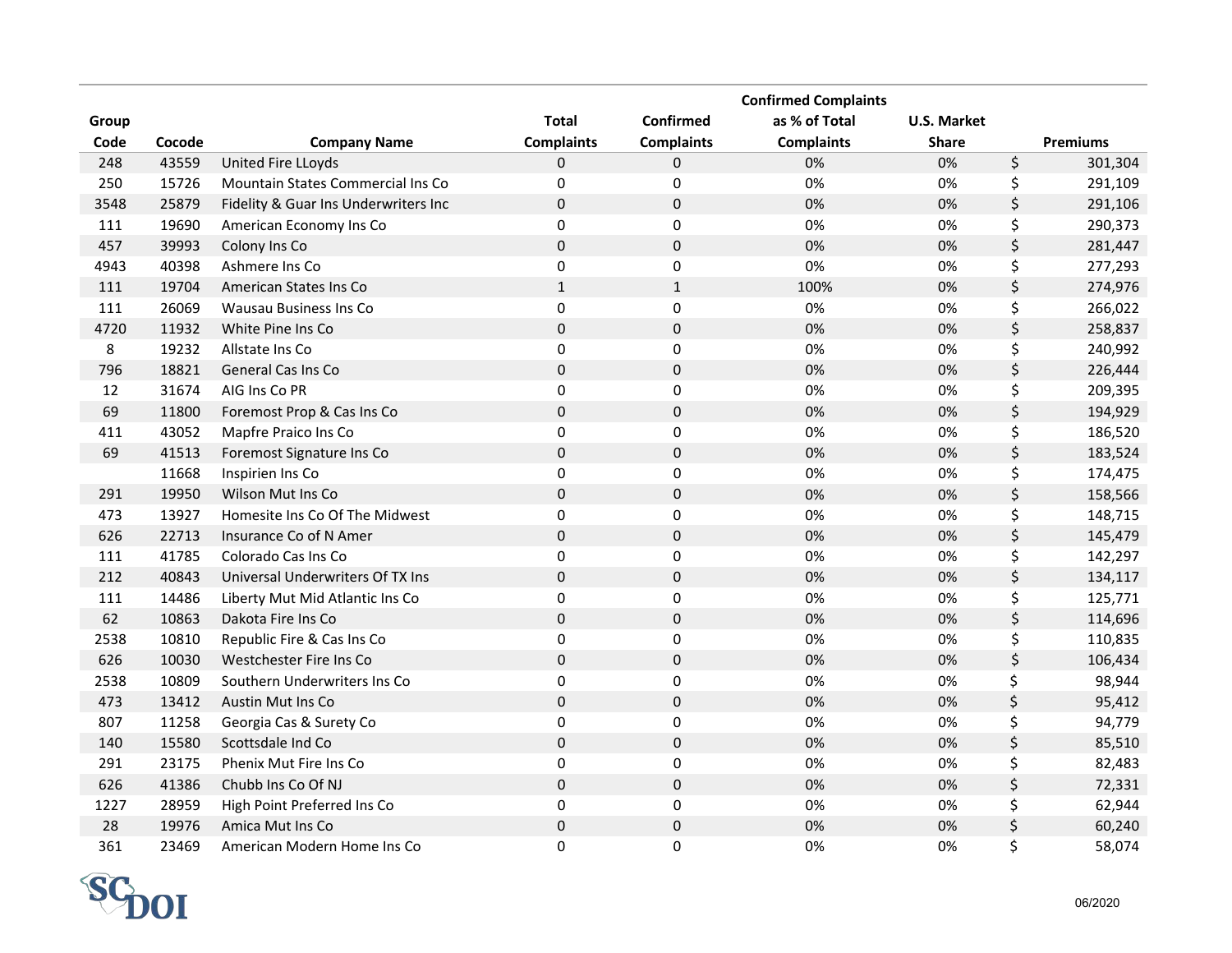| Group Code | Cocode | Company Name | Total Complaints | Confirmed Complaints | Confirmed Complaints as % of Total Complaints | U.S. Market Share | Premiums |
|---|---|---|---|---|---|---|---|
| 248 | 43559 | United Fire LLoyds | 0 | 0 | 0% | 0% | $ 301,304 |
| 250 | 15726 | Mountain States Commercial Ins Co | 0 | 0 | 0% | 0% | $ 291,109 |
| 3548 | 25879 | Fidelity & Guar Ins Underwriters Inc | 0 | 0 | 0% | 0% | $ 291,106 |
| 111 | 19690 | American Economy Ins Co | 0 | 0 | 0% | 0% | $ 290,373 |
| 457 | 39993 | Colony Ins Co | 0 | 0 | 0% | 0% | $ 281,447 |
| 4943 | 40398 | Ashmere Ins Co | 0 | 0 | 0% | 0% | $ 277,293 |
| 111 | 19704 | American States Ins Co | 1 | 1 | 100% | 0% | $ 274,976 |
| 111 | 26069 | Wausau Business Ins Co | 0 | 0 | 0% | 0% | $ 266,022 |
| 4720 | 11932 | White Pine Ins Co | 0 | 0 | 0% | 0% | $ 258,837 |
| 8 | 19232 | Allstate Ins Co | 0 | 0 | 0% | 0% | $ 240,992 |
| 796 | 18821 | General Cas Ins Co | 0 | 0 | 0% | 0% | $ 226,444 |
| 12 | 31674 | AIG Ins Co PR | 0 | 0 | 0% | 0% | $ 209,395 |
| 69 | 11800 | Foremost Prop & Cas Ins Co | 0 | 0 | 0% | 0% | $ 194,929 |
| 411 | 43052 | Mapfre Praico Ins Co | 0 | 0 | 0% | 0% | $ 186,520 |
| 69 | 41513 | Foremost Signature Ins Co | 0 | 0 | 0% | 0% | $ 183,524 |
| | 11668 | Inspirien Ins Co | 0 | 0 | 0% | 0% | $ 174,475 |
| 291 | 19950 | Wilson Mut Ins Co | 0 | 0 | 0% | 0% | $ 158,566 |
| 473 | 13927 | Homesite Ins Co Of The Midwest | 0 | 0 | 0% | 0% | $ 148,715 |
| 626 | 22713 | Insurance Co of N Amer | 0 | 0 | 0% | 0% | $ 145,479 |
| 111 | 41785 | Colorado Cas Ins Co | 0 | 0 | 0% | 0% | $ 142,297 |
| 212 | 40843 | Universal Underwriters Of TX Ins | 0 | 0 | 0% | 0% | $ 134,117 |
| 111 | 14486 | Liberty Mut Mid Atlantic Ins Co | 0 | 0 | 0% | 0% | $ 125,771 |
| 62 | 10863 | Dakota Fire Ins Co | 0 | 0 | 0% | 0% | $ 114,696 |
| 2538 | 10810 | Republic Fire & Cas Ins Co | 0 | 0 | 0% | 0% | $ 110,835 |
| 626 | 10030 | Westchester Fire Ins Co | 0 | 0 | 0% | 0% | $ 106,434 |
| 2538 | 10809 | Southern Underwriters Ins Co | 0 | 0 | 0% | 0% | $ 98,944 |
| 473 | 13412 | Austin Mut Ins Co | 0 | 0 | 0% | 0% | $ 95,412 |
| 807 | 11258 | Georgia Cas & Surety Co | 0 | 0 | 0% | 0% | $ 94,779 |
| 140 | 15580 | Scottsdale Ind Co | 0 | 0 | 0% | 0% | $ 85,510 |
| 291 | 23175 | Phenix Mut Fire Ins Co | 0 | 0 | 0% | 0% | $ 82,483 |
| 626 | 41386 | Chubb Ins Co Of NJ | 0 | 0 | 0% | 0% | $ 72,331 |
| 1227 | 28959 | High Point Preferred Ins Co | 0 | 0 | 0% | 0% | $ 62,944 |
| 28 | 19976 | Amica Mut Ins Co | 0 | 0 | 0% | 0% | $ 60,240 |
| 361 | 23469 | American Modern Home Ins Co | 0 | 0 | 0% | 0% | $ 58,074 |

SCDOI

06/2020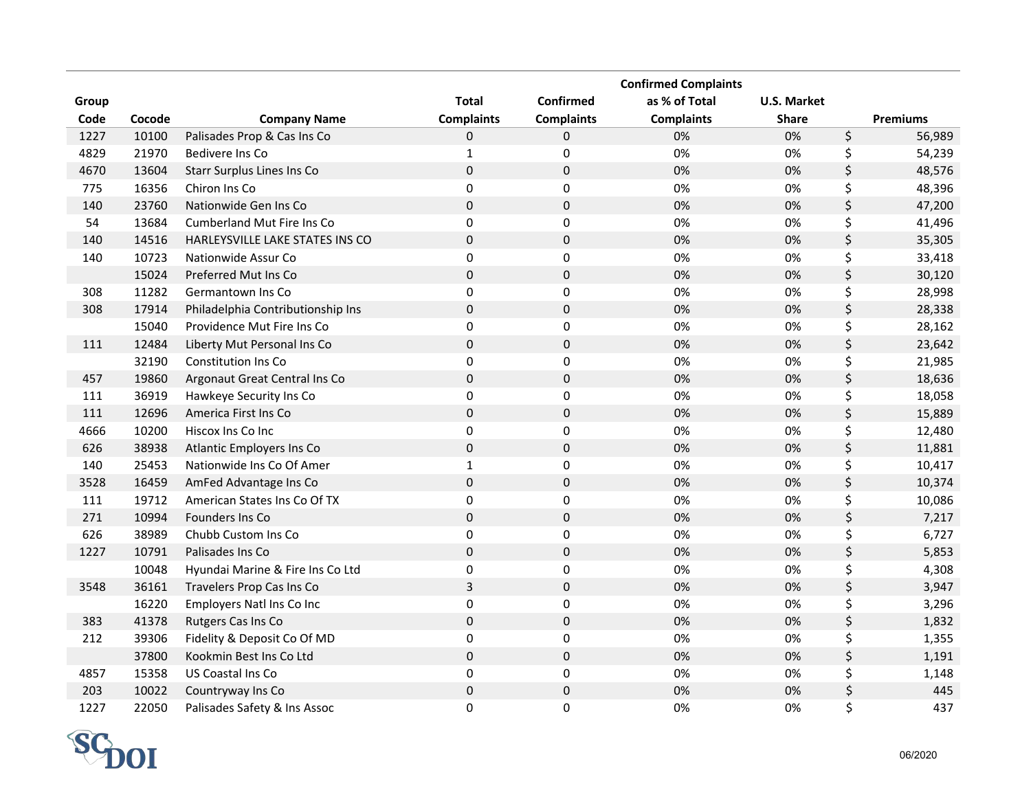| Group Code | Cocode | Company Name | Total Complaints | Confirmed Complaints | Confirmed Complaints as % of Total Complaints | U.S. Market Share | Premiums |
|---|---|---|---|---|---|---|---|
| 1227 | 10100 | Palisades Prop & Cas Ins Co | 0 | 0 | 0% | 0% | $ 56,989 |
| 4829 | 21970 | Bedivere Ins Co | 1 | 0 | 0% | 0% | $ 54,239 |
| 4670 | 13604 | Starr Surplus Lines Ins Co | 0 | 0 | 0% | 0% | $ 48,576 |
| 775 | 16356 | Chiron Ins Co | 0 | 0 | 0% | 0% | $ 48,396 |
| 140 | 23760 | Nationwide Gen Ins Co | 0 | 0 | 0% | 0% | $ 47,200 |
| 54 | 13684 | Cumberland Mut Fire Ins Co | 0 | 0 | 0% | 0% | $ 41,496 |
| 140 | 14516 | HARLEYSVILLE LAKE STATES INS CO | 0 | 0 | 0% | 0% | $ 35,305 |
| 140 | 10723 | Nationwide Assur Co | 0 | 0 | 0% | 0% | $ 33,418 |
| | 15024 | Preferred Mut Ins Co | 0 | 0 | 0% | 0% | $ 30,120 |
| 308 | 11282 | Germantown Ins Co | 0 | 0 | 0% | 0% | $ 28,998 |
| 308 | 17914 | Philadelphia Contributionship Ins | 0 | 0 | 0% | 0% | $ 28,338 |
| | 15040 | Providence Mut Fire Ins Co | 0 | 0 | 0% | 0% | $ 28,162 |
| 111 | 12484 | Liberty Mut Personal Ins Co | 0 | 0 | 0% | 0% | $ 23,642 |
| | 32190 | Constitution Ins Co | 0 | 0 | 0% | 0% | $ 21,985 |
| 457 | 19860 | Argonaut Great Central Ins Co | 0 | 0 | 0% | 0% | $ 18,636 |
| 111 | 36919 | Hawkeye Security Ins Co | 0 | 0 | 0% | 0% | $ 18,058 |
| 111 | 12696 | America First Ins Co | 0 | 0 | 0% | 0% | $ 15,889 |
| 4666 | 10200 | Hiscox Ins Co Inc | 0 | 0 | 0% | 0% | $ 12,480 |
| 626 | 38938 | Atlantic Employers Ins Co | 0 | 0 | 0% | 0% | $ 11,881 |
| 140 | 25453 | Nationwide Ins Co Of Amer | 1 | 0 | 0% | 0% | $ 10,417 |
| 3528 | 16459 | AmFed Advantage Ins Co | 0 | 0 | 0% | 0% | $ 10,374 |
| 111 | 19712 | American States Ins Co Of TX | 0 | 0 | 0% | 0% | $ 10,086 |
| 271 | 10994 | Founders Ins Co | 0 | 0 | 0% | 0% | $ 7,217 |
| 626 | 38989 | Chubb Custom Ins Co | 0 | 0 | 0% | 0% | $ 6,727 |
| 1227 | 10791 | Palisades Ins Co | 0 | 0 | 0% | 0% | $ 5,853 |
| | 10048 | Hyundai Marine & Fire Ins Co Ltd | 0 | 0 | 0% | 0% | $ 4,308 |
| 3548 | 36161 | Travelers Prop Cas Ins Co | 3 | 0 | 0% | 0% | $ 3,947 |
| | 16220 | Employers Natl Ins Co Inc | 0 | 0 | 0% | 0% | $ 3,296 |
| 383 | 41378 | Rutgers Cas Ins Co | 0 | 0 | 0% | 0% | $ 1,832 |
| 212 | 39306 | Fidelity & Deposit Co Of MD | 0 | 0 | 0% | 0% | $ 1,355 |
| | 37800 | Kookmin Best Ins Co Ltd | 0 | 0 | 0% | 0% | $ 1,191 |
| 4857 | 15358 | US Coastal Ins Co | 0 | 0 | 0% | 0% | $ 1,148 |
| 203 | 10022 | Countryway Ins Co | 0 | 0 | 0% | 0% | $ 445 |
| 1227 | 22050 | Palisades Safety & Ins Assoc | 0 | 0 | 0% | 0% | $ 437 |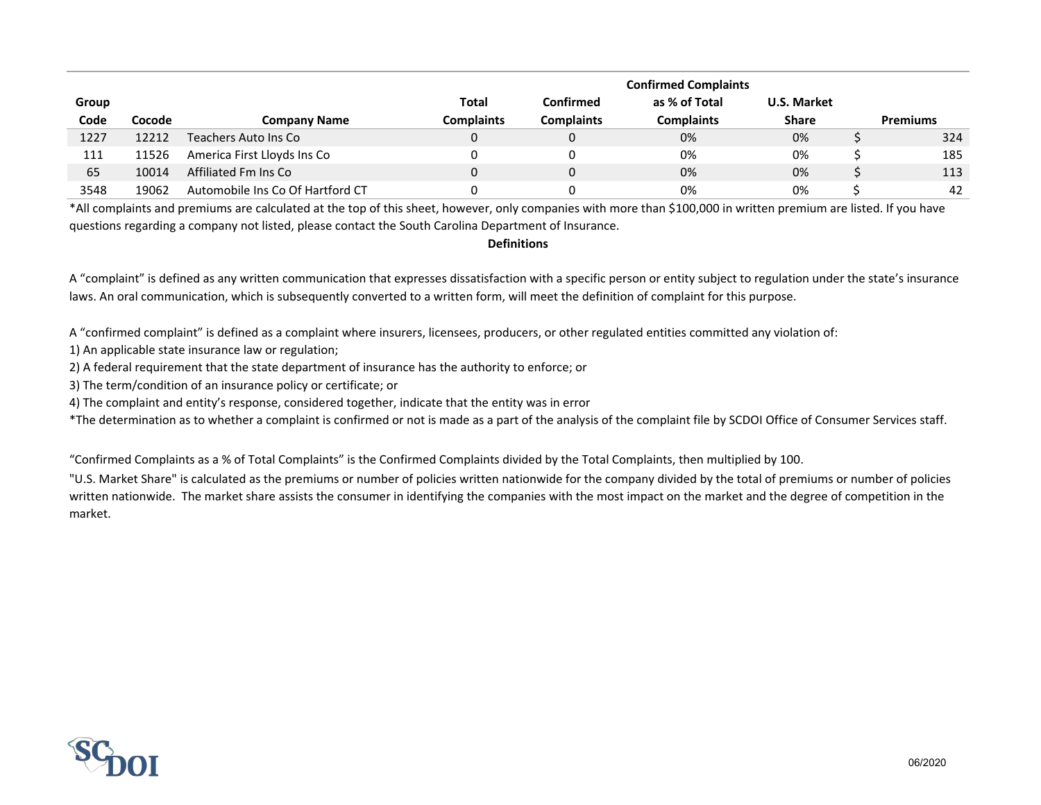| Group Code | Cocode | Company Name | Total Complaints | Confirmed Complaints | Confirmed Complaints as % of Total Complaints | U.S. Market Share | Premiums |
|---|---|---|---|---|---|---|---|
| 1227 | 12212 | Teachers Auto Ins Co | 0 | 0 | 0% | 0% | $ 324 |
| 111 | 11526 | America First Lloyds Ins Co | 0 | 0 | 0% | 0% | $ 185 |
| 65 | 10014 | Affiliated Fm Ins Co | 0 | 0 | 0% | 0% | $ 113 |
| 3548 | 19062 | Automobile Ins Co Of Hartford CT | 0 | 0 | 0% | 0% | $ 42 |

*All complaints and premiums are calculated at the top of this sheet, however, only companies with more than $100,000 in written premium are listed. If you have questions regarding a company not listed, please contact the South Carolina Department of Insurance.

**Definitions**

A "complaint" is defined as any written communication that expresses dissatisfaction with a specific person or entity subject to regulation under the state's insurance laws. An oral communication, which is subsequently converted to a written form, will meet the definition of complaint for this purpose.

A "confirmed complaint" is defined as a complaint where insurers, licensees, producers, or other regulated entities committed any violation of:

1) An applicable state insurance law or regulation;
2) A federal requirement that the state department of insurance has the authority to enforce; or
3) The term/condition of an insurance policy or certificate; or
4) The complaint and entity's response, considered together, indicate that the entity was in error

*The determination as to whether a complaint is confirmed or not is made as a part of the analysis of the complaint file by SCDOI Office of Consumer Services staff.

"Confirmed Complaints as a % of Total Complaints" is the Confirmed Complaints divided by the Total Complaints, then multiplied by 100.

"U.S. Market Share" is calculated as the premiums or number of policies written nationwide for the company divided by the total of premiums or number of policies written nationwide. The market share assists the consumer in identifying the companies with the most impact on the market and the degree of competition in the market.

SCDOI

06/2020